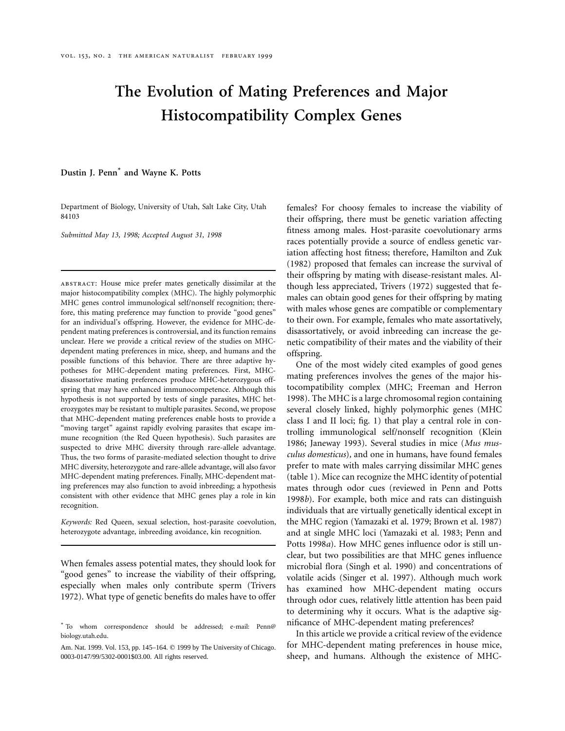# The Evolution of Mating Preferences and Major Histocompatibility Complex Genes

**Dustin J. Penn[*] and Wayne K. Potts**

Department of Biology, University of Utah, Salt Lake City, Utah 84103

*Submitted May 13, 1998; Accepted August 31, 1998*

---

ABSTRACT: House mice prefer mates genetically dissimilar at the major histocompatibility complex (MHC). The highly polymorphic MHC genes control immunological self/nonself recognition; therefore, this mating preference may function to provide "good genes" for an individual's offspring. However, the evidence for MHC-dependent mating preferences is controversial, and its function remains unclear. Here we provide a critical review of the studies on MHC-dependent mating preferences in mice, sheep, and humans and the possible functions of this behavior. There are three adaptive hypotheses for MHC-dependent mating preferences. First, MHC-disassortative mating preferences produce MHC-heterozygous offspring that may have enhanced immunocompetence. Although this hypothesis is not supported by tests of single parasites, MHC heterozygotes may be resistant to multiple parasites. Second, we propose that MHC-dependent mating preferences enable hosts to provide a "moving target" against rapidly evolving parasites that escape immune recognition (the Red Queen hypothesis). Such parasites are suspected to drive MHC diversity through rare-allele advantage. Thus, the two forms of parasite-mediated selection thought to drive MHC diversity, heterozygote and rare-allele advantage, will also favor MHC-dependent mating preferences. Finally, MHC-dependent mating preferences may also function to avoid inbreeding; a hypothesis consistent with other evidence that MHC genes play a role in kin recognition.

*Keywords:* Red Queen, sexual selection, host-parasite coevolution, heterozygote advantage, inbreeding avoidance, kin recognition.

---

When females assess potential mates, they should look for "good genes" to increase the viability of their offspring, especially when males only contribute sperm (Trivers 1972). What type of genetic benefits do males have to offer females? For choosy females to increase the viability of their offspring, there must be genetic variation affecting fitness among males. Host-parasite coevolutionary arms races potentially provide a source of endless genetic variation affecting host fitness; therefore, Hamilton and Zuk (1982) proposed that females can increase the survival of their offspring by mating with disease-resistant males. Although less appreciated, Trivers (1972) suggested that females can obtain good genes for their offspring by mating with males whose genes are compatible or complementary to their own. For example, females who mate assortatively, disassortatively, or avoid inbreeding can increase the genetic compatibility of their mates and the viability of their offspring.

One of the most widely cited examples of good genes mating preferences involves the genes of the major histocompatibility complex (MHC; Freeman and Herron 1998). The MHC is a large chromosomal region containing several closely linked, highly polymorphic genes (MHC class I and II loci; fig. 1) that play a central role in controlling immunological self/nonself recognition (Klein 1986; Janeway 1993). Several studies in mice (*Mus musculus domesticus*), and one in humans, have found females prefer to mate with males carrying dissimilar MHC genes (table 1). Mice can recognize the MHC identity of potential mates through odor cues (reviewed in Penn and Potts 1998*b*). For example, both mice and rats can distinguish individuals that are virtually genetically identical except in the MHC region (Yamazaki et al. 1979; Brown et al. 1987) and at single MHC loci (Yamazaki et al. 1983; Penn and Potts 1998*a*). How MHC genes influence odor is still unclear, but two possibilities are that MHC genes influence microbial flora (Singh et al. 1990) and concentrations of volatile acids (Singer et al. 1997). Although much work has examined how MHC-dependent mating occurs through odor cues, relatively little attention has been paid to determining why it occurs. What is the adaptive significance of MHC-dependent mating preferences?

In this article we provide a critical review of the evidence for MHC-dependent mating preferences in house mice, sheep, and humans. Although the existence of MHC-

[*] To whom correspondence should be addressed; e-mail: Penn@biology.utah.edu.

Am. Nat. 1999. Vol. 153, pp. 145–164. © 1999 by The University of Chicago. 0003-0147/99/5302-0001$03.00. All rights reserved.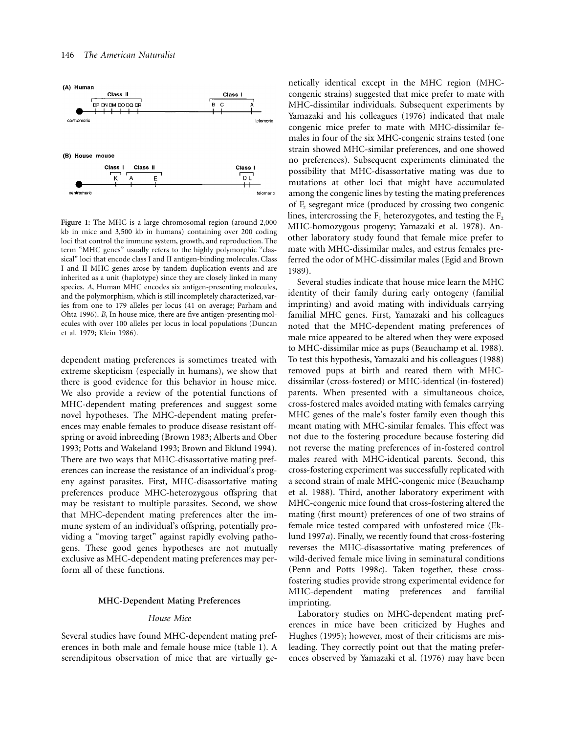(A) Human

Class II: DP DN DM DO DQ DR — Class I: B C A

centromeric — telomeric

(B) House mouse

Class I: K — Class II: A E — Class I: D L

centromeric — telomeric

**Figure 1:** The MHC is a large chromosomal region (around 2,000 kb in mice and 3,500 kb in humans) containing over 200 coding loci that control the immune system, growth, and reproduction. The term "MHC genes" usually refers to the highly polymorphic "classical" loci that encode class I and II antigen-binding molecules. Class I and II MHC genes arose by tandem duplication events and are inherited as a unit (haplotype) since they are closely linked in many species. *A*, Human MHC encodes six antigen-presenting molecules, and the polymorphism, which is still incompletely characterized, varies from one to 179 alleles per locus (41 on average; Parham and Ohta 1996). *B*, In house mice, there are five antigen-presenting molecules with over 100 alleles per locus in local populations (Duncan et al. 1979; Klein 1986).

dependent mating preferences is sometimes treated with extreme skepticism (especially in humans), we show that there is good evidence for this behavior in house mice. We also provide a review of the potential functions of MHC-dependent mating preferences and suggest some novel hypotheses. The MHC-dependent mating preferences may enable females to produce disease resistant offspring or avoid inbreeding (Brown 1983; Alberts and Ober 1993; Potts and Wakeland 1993; Brown and Eklund 1994). There are two ways that MHC-disassortative mating preferences can increase the resistance of an individual's progeny against parasites. First, MHC-disassortative mating preferences produce MHC-heterozygous offspring that may be resistant to multiple parasites. Second, we show that MHC-dependent mating preferences alter the immune system of an individual's offspring, potentially providing a "moving target" against rapidly evolving pathogens. These good genes hypotheses are not mutually exclusive as MHC-dependent mating preferences may perform all of these functions.

## MHC-Dependent Mating Preferences

### *House Mice*

Several studies have found MHC-dependent mating preferences in both male and female house mice (table 1). A serendipitous observation of mice that are virtually genetically identical except in the MHC region (MHC-congenic strains) suggested that mice prefer to mate with MHC-dissimilar individuals. Subsequent experiments by Yamazaki and his colleagues (1976) indicated that male congenic mice prefer to mate with MHC-dissimilar females in four of the six MHC-congenic strains tested (one strain showed MHC-similar preferences, and one showed no preferences). Subsequent experiments eliminated the possibility that MHC-disassortative mating was due to mutations at other loci that might have accumulated among the congenic lines by testing the mating preferences of $F_2$ segregant mice (produced by crossing two congenic lines, intercrossing the $F_1$ heterozygotes, and testing the $F_2$ MHC-homozygous progeny; Yamazaki et al. 1978). Another laboratory study found that female mice prefer to mate with MHC-dissimilar males, and estrus females preferred the odor of MHC-dissimilar males (Egid and Brown 1989).

Several studies indicate that house mice learn the MHC identity of their family during early ontogeny (familial imprinting) and avoid mating with individuals carrying familial MHC genes. First, Yamazaki and his colleagues noted that the MHC-dependent mating preferences of male mice appeared to be altered when they were exposed to MHC-dissimilar mice as pups (Beauchamp et al. 1988). To test this hypothesis, Yamazaki and his colleagues (1988) removed pups at birth and reared them with MHC-dissimilar (cross-fostered) or MHC-identical (in-fostered) parents. When presented with a simultaneous choice, cross-fostered males avoided mating with females carrying MHC genes of the male's foster family even though this meant mating with MHC-similar females. This effect was not due to the fostering procedure because fostering did not reverse the mating preferences of in-fostered control males reared with MHC-identical parents. Second, this cross-fostering experiment was successfully replicated with a second strain of male MHC-congenic mice (Beauchamp et al. 1988). Third, another laboratory experiment with MHC-congenic mice found that cross-fostering altered the mating (first mount) preferences of one of two strains of female mice tested compared with unfostered mice (Eklund 1997*a*). Finally, we recently found that cross-fostering reverses the MHC-disassortative mating preferences of wild-derived female mice living in seminatural conditions (Penn and Potts 1998*c*). Taken together, these cross-fostering studies provide strong experimental evidence for MHC-dependent mating preferences and familial imprinting.

Laboratory studies on MHC-dependent mating preferences in mice have been criticized by Hughes and Hughes (1995); however, most of their criticisms are misleading. They correctly point out that the mating preferences observed by Yamazaki et al. (1976) may have been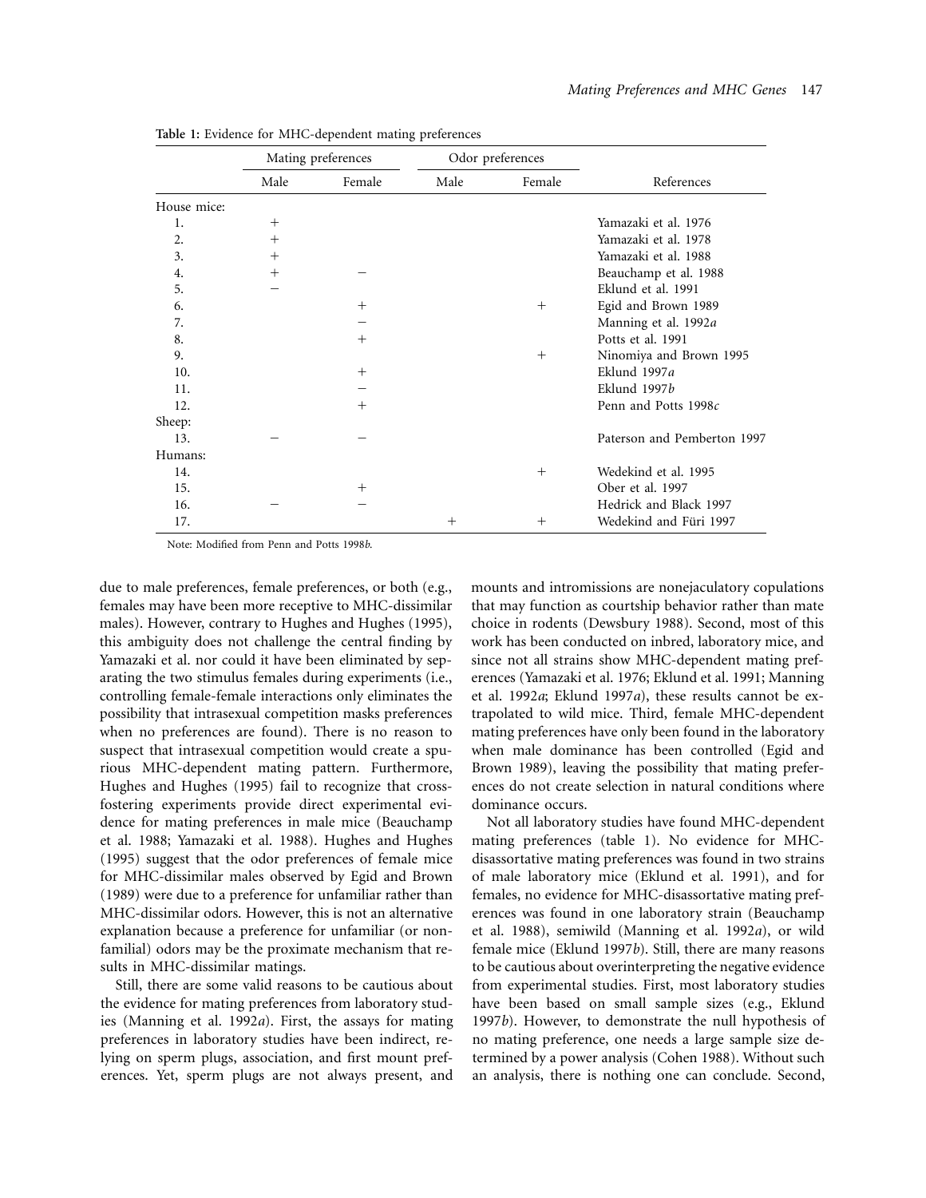**Table 1:** Evidence for MHC-dependent mating preferences

| | Mating preferences | | Odor preferences | | |
|---|---|---|---|---|---|
| | Male | Female | Male | Female | References |
| House mice: | | | | | |
| 1. | + | | | | Yamazaki et al. 1976 |
| 2. | + | | | | Yamazaki et al. 1978 |
| 3. | + | | | | Yamazaki et al. 1988 |
| 4. | + | − | | | Beauchamp et al. 1988 |
| 5. | − | | | | Eklund et al. 1991 |
| 6. | | + | | + | Egid and Brown 1989 |
| 7. | | − | | | Manning et al. 1992*a* |
| 8. | | + | | | Potts et al. 1991 |
| 9. | | | | + | Ninomiya and Brown 1995 |
| 10. | | + | | | Eklund 1997*a* |
| 11. | | − | | | Eklund 1997*b* |
| 12. | | + | | | Penn and Potts 1998*c* |
| Sheep: | | | | | |
| 13. | − | − | | | Paterson and Pemberton 1997 |
| Humans: | | | | | |
| 14. | | | | + | Wedekind et al. 1995 |
| 15. | | + | | | Ober et al. 1997 |
| 16. | − | − | | | Hedrick and Black 1997 |
| 17. | | | + | + | Wedekind and Füri 1997 |

Note: Modified from Penn and Potts 1998*b*.

due to male preferences, female preferences, or both (e.g., females may have been more receptive to MHC-dissimilar males). However, contrary to Hughes and Hughes (1995), this ambiguity does not challenge the central finding by Yamazaki et al. nor could it have been eliminated by separating the two stimulus females during experiments (i.e., controlling female-female interactions only eliminates the possibility that intrasexual competition masks preferences when no preferences are found). There is no reason to suspect that intrasexual competition would create a spurious MHC-dependent mating pattern. Furthermore, Hughes and Hughes (1995) fail to recognize that cross-fostering experiments provide direct experimental evidence for mating preferences in male mice (Beauchamp et al. 1988; Yamazaki et al. 1988). Hughes and Hughes (1995) suggest that the odor preferences of female mice for MHC-dissimilar males observed by Egid and Brown (1989) were due to a preference for unfamiliar rather than MHC-dissimilar odors. However, this is not an alternative explanation because a preference for unfamiliar (or nonfamilial) odors may be the proximate mechanism that results in MHC-dissimilar matings.

Still, there are some valid reasons to be cautious about the evidence for mating preferences from laboratory studies (Manning et al. 1992*a*). First, the assays for mating preferences in laboratory studies have been indirect, relying on sperm plugs, association, and first mount preferences. Yet, sperm plugs are not always present, and mounts and intromissions are nonejaculatory copulations that may function as courtship behavior rather than mate choice in rodents (Dewsbury 1988). Second, most of this work has been conducted on inbred, laboratory mice, and since not all strains show MHC-dependent mating preferences (Yamazaki et al. 1976; Eklund et al. 1991; Manning et al. 1992*a*; Eklund 1997*a*), these results cannot be extrapolated to wild mice. Third, female MHC-dependent mating preferences have only been found in the laboratory when male dominance has been controlled (Egid and Brown 1989), leaving the possibility that mating preferences do not create selection in natural conditions where dominance occurs.

Not all laboratory studies have found MHC-dependent mating preferences (table 1). No evidence for MHC-disassortative mating preferences was found in two strains of male laboratory mice (Eklund et al. 1991), and for females, no evidence for MHC-disassortative mating preferences was found in one laboratory strain (Beauchamp et al. 1988), semiwild (Manning et al. 1992*a*), or wild female mice (Eklund 1997*b*). Still, there are many reasons to be cautious about overinterpreting the negative evidence from experimental studies. First, most laboratory studies have been based on small sample sizes (e.g., Eklund 1997*b*). However, to demonstrate the null hypothesis of no mating preference, one needs a large sample size determined by a power analysis (Cohen 1988). Without such an analysis, there is nothing one can conclude. Second,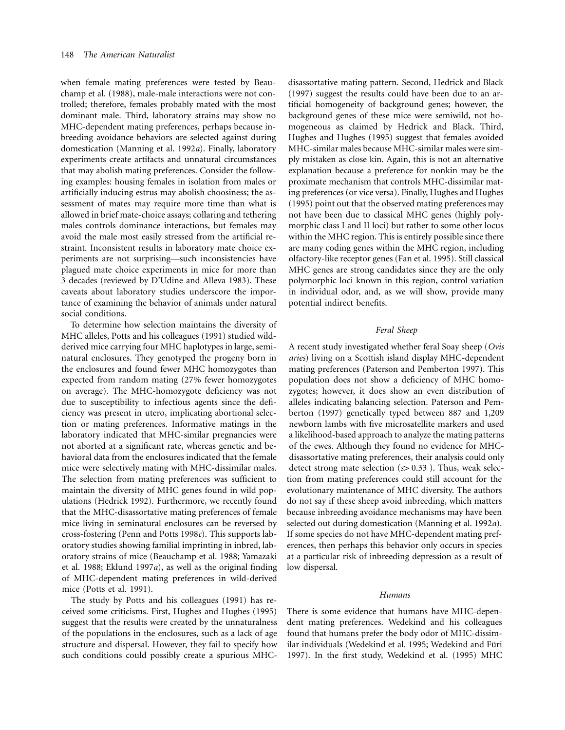when female mating preferences were tested by Beauchamp et al. (1988), male-male interactions were not controlled; therefore, females probably mated with the most dominant male. Third, laboratory strains may show no MHC-dependent mating preferences, perhaps because inbreeding avoidance behaviors are selected against during domestication (Manning et al. 1992*a*). Finally, laboratory experiments create artifacts and unnatural circumstances that may abolish mating preferences. Consider the following examples: housing females in isolation from males or artificially inducing estrus may abolish choosiness; the assessment of mates may require more time than what is allowed in brief mate-choice assays; collaring and tethering males controls dominance interactions, but females may avoid the male most easily stressed from the artificial restraint. Inconsistent results in laboratory mate choice experiments are not surprising—such inconsistencies have plagued mate choice experiments in mice for more than 3 decades (reviewed by D'Udine and Alleva 1983). These caveats about laboratory studies underscore the importance of examining the behavior of animals under natural social conditions.

To determine how selection maintains the diversity of MHC alleles, Potts and his colleagues (1991) studied wild-derived mice carrying four MHC haplotypes in large, seminatural enclosures. They genotyped the progeny born in the enclosures and found fewer MHC homozygotes than expected from random mating (27% fewer homozygotes on average). The MHC-homozygote deficiency was not due to susceptibility to infectious agents since the deficiency was present in utero, implicating abortional selection or mating preferences. Informative matings in the laboratory indicated that MHC-similar pregnancies were not aborted at a significant rate, whereas genetic and behavioral data from the enclosures indicated that the female mice were selectively mating with MHC-dissimilar males. The selection from mating preferences was sufficient to maintain the diversity of MHC genes found in wild populations (Hedrick 1992). Furthermore, we recently found that the MHC-disassortative mating preferences of female mice living in seminatural enclosures can be reversed by cross-fostering (Penn and Potts 1998*c*). This supports laboratory studies showing familial imprinting in inbred, laboratory strains of mice (Beauchamp et al. 1988; Yamazaki et al. 1988; Eklund 1997*a*), as well as the original finding of MHC-dependent mating preferences in wild-derived mice (Potts et al. 1991).

The study by Potts and his colleagues (1991) has received some criticisms. First, Hughes and Hughes (1995) suggest that the results were created by the unnaturalness of the populations in the enclosures, such as a lack of age structure and dispersal. However, they fail to specify how such conditions could possibly create a spurious MHC-disassortative mating pattern. Second, Hedrick and Black (1997) suggest the results could have been due to an artificial homogeneity of background genes; however, the background genes of these mice were semiwild, not homogeneous as claimed by Hedrick and Black. Third, Hughes and Hughes (1995) suggest that females avoided MHC-similar males because MHC-similar males were simply mistaken as close kin. Again, this is not an alternative explanation because a preference for nonkin may be the proximate mechanism that controls MHC-dissimilar mating preferences (or vice versa). Finally, Hughes and Hughes (1995) point out that the observed mating preferences may not have been due to classical MHC genes (highly polymorphic class I and II loci) but rather to some other locus within the MHC region. This is entirely possible since there are many coding genes within the MHC region, including olfactory-like receptor genes (Fan et al. 1995). Still classical MHC genes are strong candidates since they are the only polymorphic loci known in this region, control variation in individual odor, and, as we will show, provide many potential indirect benefits.

### *Feral Sheep*

A recent study investigated whether feral Soay sheep (*Ovis aries*) living on a Scottish island display MHC-dependent mating preferences (Paterson and Pemberton 1997). This population does not show a deficiency of MHC homozygotes; however, it does show an even distribution of alleles indicating balancing selection. Paterson and Pemberton (1997) genetically typed between 887 and 1,209 newborn lambs with five microsatellite markers and used a likelihood-based approach to analyze the mating patterns of the ewes. Although they found no evidence for MHC-disassortative mating preferences, their analysis could only detect strong mate selection ($s > 0.33$). Thus, weak selection from mating preferences could still account for the evolutionary maintenance of MHC diversity. The authors do not say if these sheep avoid inbreeding, which matters because inbreeding avoidance mechanisms may have been selected out during domestication (Manning et al. 1992*a*). If some species do not have MHC-dependent mating preferences, then perhaps this behavior only occurs in species at a particular risk of inbreeding depression as a result of low dispersal.

### *Humans*

There is some evidence that humans have MHC-dependent mating preferences. Wedekind and his colleagues found that humans prefer the body odor of MHC-dissimilar individuals (Wedekind et al. 1995; Wedekind and Füri 1997). In the first study, Wedekind et al. (1995) MHC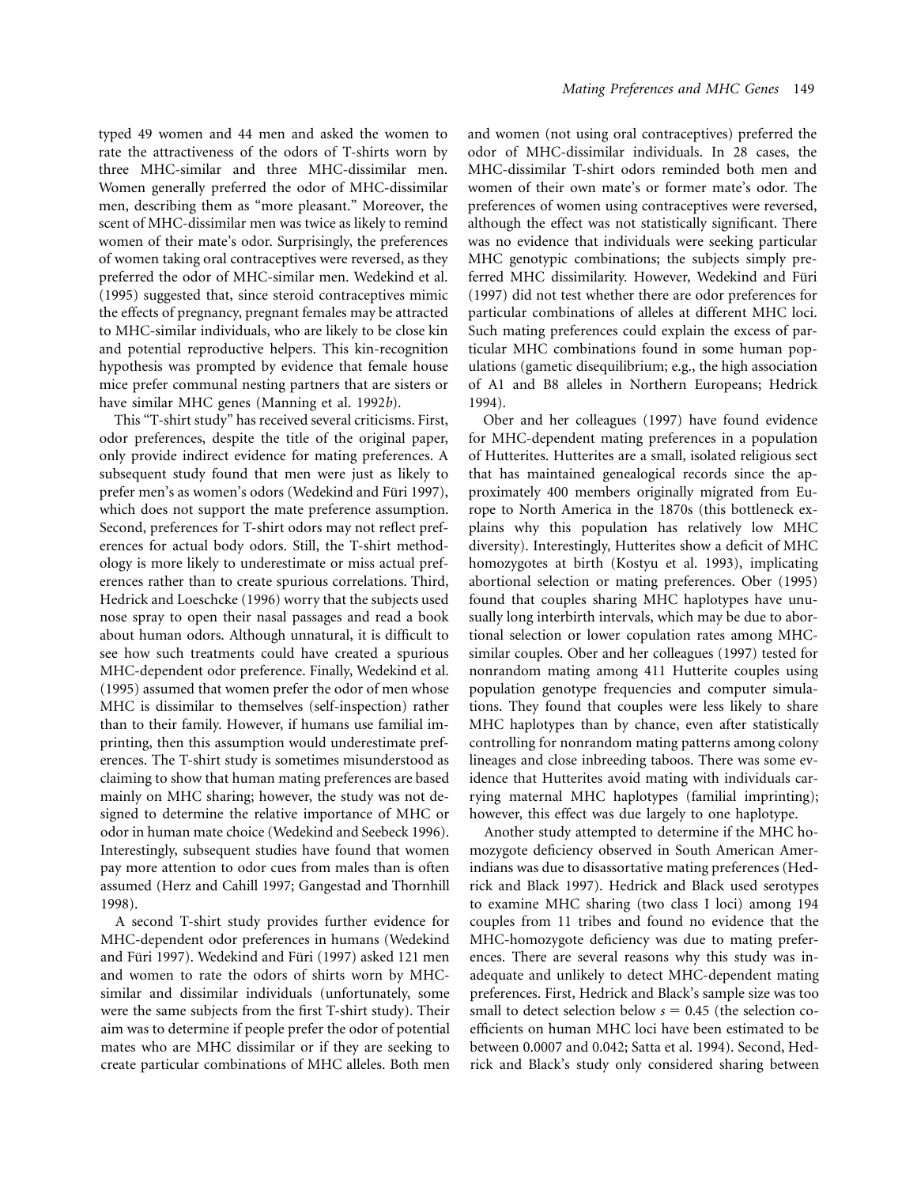typed 49 women and 44 men and asked the women to rate the attractiveness of the odors of T-shirts worn by three MHC-similar and three MHC-dissimilar men. Women generally preferred the odor of MHC-dissimilar men, describing them as "more pleasant." Moreover, the scent of MHC-dissimilar men was twice as likely to remind women of their mate's odor. Surprisingly, the preferences of women taking oral contraceptives were reversed, as they preferred the odor of MHC-similar men. Wedekind et al. (1995) suggested that, since steroid contraceptives mimic the effects of pregnancy, pregnant females may be attracted to MHC-similar individuals, who are likely to be close kin and potential reproductive helpers. This kin-recognition hypothesis was prompted by evidence that female house mice prefer communal nesting partners that are sisters or have similar MHC genes (Manning et al. 1992*b*).

This "T-shirt study" has received several criticisms. First, odor preferences, despite the title of the original paper, only provide indirect evidence for mating preferences. A subsequent study found that men were just as likely to prefer men's as women's odors (Wedekind and Füri 1997), which does not support the mate preference assumption. Second, preferences for T-shirt odors may not reflect preferences for actual body odors. Still, the T-shirt methodology is more likely to underestimate or miss actual preferences rather than to create spurious correlations. Third, Hedrick and Loeschcke (1996) worry that the subjects used nose spray to open their nasal passages and read a book about human odors. Although unnatural, it is difficult to see how such treatments could have created a spurious MHC-dependent odor preference. Finally, Wedekind et al. (1995) assumed that women prefer the odor of men whose MHC is dissimilar to themselves (self-inspection) rather than to their family. However, if humans use familial imprinting, then this assumption would underestimate preferences. The T-shirt study is sometimes misunderstood as claiming to show that human mating preferences are based mainly on MHC sharing; however, the study was not designed to determine the relative importance of MHC or odor in human mate choice (Wedekind and Seebeck 1996). Interestingly, subsequent studies have found that women pay more attention to odor cues from males than is often assumed (Herz and Cahill 1997; Gangestad and Thornhill 1998).

A second T-shirt study provides further evidence for MHC-dependent odor preferences in humans (Wedekind and Füri 1997). Wedekind and Füri (1997) asked 121 men and women to rate the odors of shirts worn by MHC-similar and dissimilar individuals (unfortunately, some were the same subjects from the first T-shirt study). Their aim was to determine if people prefer the odor of potential mates who are MHC dissimilar or if they are seeking to create particular combinations of MHC alleles. Both men and women (not using oral contraceptives) preferred the odor of MHC-dissimilar individuals. In 28 cases, the MHC-dissimilar T-shirt odors reminded both men and women of their own mate's or former mate's odor. The preferences of women using contraceptives were reversed, although the effect was not statistically significant. There was no evidence that individuals were seeking particular MHC genotypic combinations; the subjects simply preferred MHC dissimilarity. However, Wedekind and Füri (1997) did not test whether there are odor preferences for particular combinations of alleles at different MHC loci. Such mating preferences could explain the excess of particular MHC combinations found in some human populations (gametic disequilibrium; e.g., the high association of A1 and B8 alleles in Northern Europeans; Hedrick 1994).

Ober and her colleagues (1997) have found evidence for MHC-dependent mating preferences in a population of Hutterites. Hutterites are a small, isolated religious sect that has maintained genealogical records since the approximately 400 members originally migrated from Europe to North America in the 1870s (this bottleneck explains why this population has relatively low MHC diversity). Interestingly, Hutterites show a deficit of MHC homozygotes at birth (Kostyu et al. 1993), implicating abortional selection or mating preferences. Ober (1995) found that couples sharing MHC haplotypes have unusually long interbirth intervals, which may be due to abortional selection or lower copulation rates among MHC-similar couples. Ober and her colleagues (1997) tested for nonrandom mating among 411 Hutterite couples using population genotype frequencies and computer simulations. They found that couples were less likely to share MHC haplotypes than by chance, even after statistically controlling for nonrandom mating patterns among colony lineages and close inbreeding taboos. There was some evidence that Hutterites avoid mating with individuals carrying maternal MHC haplotypes (familial imprinting); however, this effect was due largely to one haplotype.

Another study attempted to determine if the MHC homozygote deficiency observed in South American Amerindians was due to disassortative mating preferences (Hedrick and Black 1997). Hedrick and Black used serotypes to examine MHC sharing (two class I loci) among 194 couples from 11 tribes and found no evidence that the MHC-homozygote deficiency was due to mating preferences. There are several reasons why this study was inadequate and unlikely to detect MHC-dependent mating preferences. First, Hedrick and Black's sample size was too small to detect selection below $s = 0.45$ (the selection coefficients on human MHC loci have been estimated to be between 0.0007 and 0.042; Satta et al. 1994). Second, Hedrick and Black's study only considered sharing between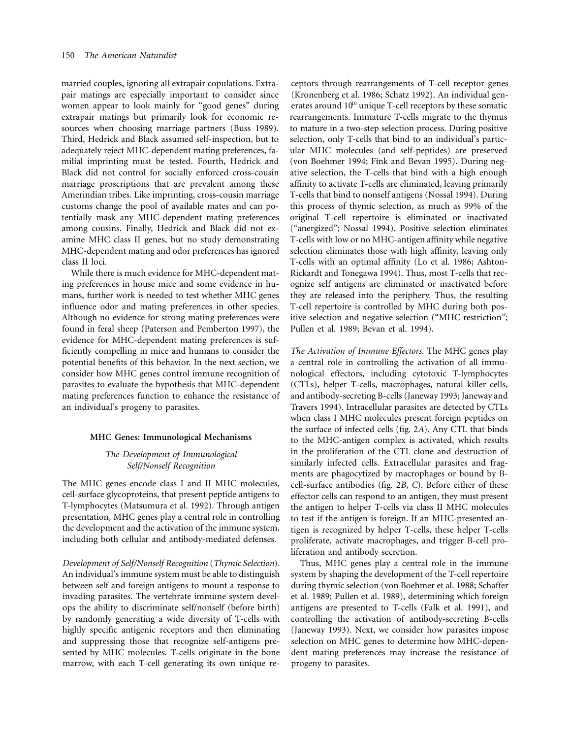married couples, ignoring all extrapair copulations. Extrapair matings are especially important to consider since women appear to look mainly for "good genes" during extrapair matings but primarily look for economic resources when choosing marriage partners (Buss 1989). Third, Hedrick and Black assumed self-inspection, but to adequately reject MHC-dependent mating preferences, familial imprinting must be tested. Fourth, Hedrick and Black did not control for socially enforced cross-cousin marriage proscriptions that are prevalent among these Amerindian tribes. Like imprinting, cross-cousin marriage customs change the pool of available mates and can potentially mask any MHC-dependent mating preferences among cousins. Finally, Hedrick and Black did not examine MHC class II genes, but no study demonstrating MHC-dependent mating and odor preferences has ignored class II loci.

While there is much evidence for MHC-dependent mating preferences in house mice and some evidence in humans, further work is needed to test whether MHC genes influence odor and mating preferences in other species. Although no evidence for strong mating preferences were found in feral sheep (Paterson and Pemberton 1997), the evidence for MHC-dependent mating preferences is sufficiently compelling in mice and humans to consider the potential benefits of this behavior. In the next section, we consider how MHC genes control immune recognition of parasites to evaluate the hypothesis that MHC-dependent mating preferences function to enhance the resistance of an individual's progeny to parasites.

## MHC Genes: Immunological Mechanisms

### *The Development of Immunological Self/Nonself Recognition*

The MHC genes encode class I and II MHC molecules, cell-surface glycoproteins, that present peptide antigens to T-lymphocytes (Matsumura et al. 1992). Through antigen presentation, MHC genes play a central role in controlling the development and the activation of the immune system, including both cellular and antibody-mediated defenses.

*Development of Self/Nonself Recognition* (*Thymic Selection*). An individual's immune system must be able to distinguish between self and foreign antigens to mount a response to invading parasites. The vertebrate immune system develops the ability to discriminate self/nonself (before birth) by randomly generating a wide diversity of T-cells with highly specific antigenic receptors and then eliminating and suppressing those that recognize self-antigens presented by MHC molecules. T-cells originate in the bone marrow, with each T-cell generating its own unique receptors through rearrangements of T-cell receptor genes (Kronenberg et al. 1986; Schatz 1992). An individual generates around $10^{10}$ unique T-cell receptors by these somatic rearrangements. Immature T-cells migrate to the thymus to mature in a two-step selection process. During positive selection, only T-cells that bind to an individual's particular MHC molecules (and self-peptides) are preserved (von Boehmer 1994; Fink and Bevan 1995). During negative selection, the T-cells that bind with a high enough affinity to activate T-cells are eliminated, leaving primarily T-cells that bind to nonself antigens (Nossal 1994). During this process of thymic selection, as much as 99% of the original T-cell repertoire is eliminated or inactivated ("anergized"; Nossal 1994). Positive selection eliminates T-cells with low or no MHC-antigen affinity while negative selection eliminates those with high affinity, leaving only T-cells with an optimal affinity (Lo et al. 1986; Ashton-Rickardt and Tonegawa 1994). Thus, most T-cells that recognize self antigens are eliminated or inactivated before they are released into the periphery. Thus, the resulting T-cell repertoire is controlled by MHC during both positive selection and negative selection ("MHC restriction"; Pullen et al. 1989; Bevan et al. 1994).

*The Activation of Immune Effectors.* The MHC genes play a central role in controlling the activation of all immunological effectors, including cytotoxic T-lymphocytes (CTLs), helper T-cells, macrophages, natural killer cells, and antibody-secreting B-cells (Janeway 1993; Janeway and Travers 1994). Intracellular parasites are detected by CTLs when class I MHC molecules present foreign peptides on the surface of infected cells (fig. 2*A*). Any CTL that binds to the MHC-antigen complex is activated, which results in the proliferation of the CTL clone and destruction of similarly infected cells. Extracellular parasites and fragments are phagocytized by macrophages or bound by B-cell-surface antibodies (fig. 2*B*, *C*). Before either of these effector cells can respond to an antigen, they must present the antigen to helper T-cells via class II MHC molecules to test if the antigen is foreign. If an MHC-presented antigen is recognized by helper T-cells, these helper T-cells proliferate, activate macrophages, and trigger B-cell proliferation and antibody secretion.

Thus, MHC genes play a central role in the immune system by shaping the development of the T-cell repertoire during thymic selection (von Boehmer et al. 1988; Schaffer et al. 1989; Pullen et al. 1989), determining which foreign antigens are presented to T-cells (Falk et al. 1991), and controlling the activation of antibody-secreting B-cells (Janeway 1993). Next, we consider how parasites impose selection on MHC genes to determine how MHC-dependent mating preferences may increase the resistance of progeny to parasites.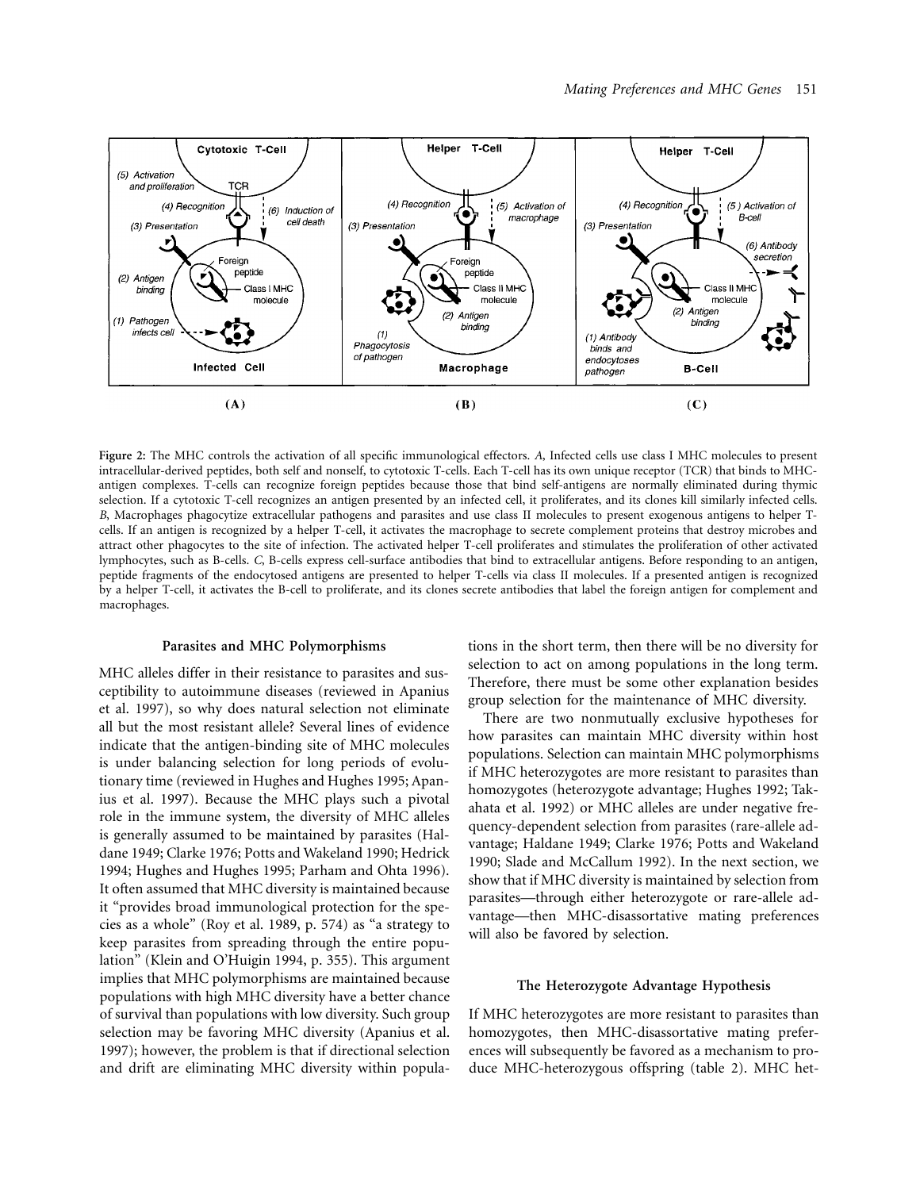Cytotoxic T-Cell

(5) Activation and proliferation

TCR

(4) Recognition

(6) Induction of cell death

(3) Presentation

Foreign peptide

(2) Antigen binding

Class I MHC molecule

(1) Pathogen infects cell

Infected Cell

(A)

Helper T-Cell

(4) Recognition

(5) Activation of macrophage

(3) Presentation

Foreign peptide

Class II MHC molecule

(2) Antigen binding

(1) Phagocytosis of pathogen

Macrophage

(B)

Helper T-Cell

(4) Recognition

(5) Activation of B-cell

(3) Presentation

(6) Antibody secretion

Class II MHC molecule

(2) Antigen binding

(1) Antibody binds and endocytoses pathogen

B-Cell

(C)

**Figure 2:** The MHC controls the activation of all specific immunological effectors. *A*, Infected cells use class I MHC molecules to present intracellular-derived peptides, both self and nonself, to cytotoxic T-cells. Each T-cell has its own unique receptor (TCR) that binds to MHC-antigen complexes. T-cells can recognize foreign peptides because those that bind self-antigens are normally eliminated during thymic selection. If a cytotoxic T-cell recognizes an antigen presented by an infected cell, it proliferates, and its clones kill similarly infected cells. *B*, Macrophages phagocytize extracellular pathogens and parasites and use class II molecules to present exogenous antigens to helper T-cells. If an antigen is recognized by a helper T-cell, it activates the macrophage to secrete complement proteins that destroy microbes and attract other phagocytes to the site of infection. The activated helper T-cell proliferates and stimulates the proliferation of other activated lymphocytes, such as B-cells. *C*, B-cells express cell-surface antibodies that bind to extracellular antigens. Before responding to an antigen, peptide fragments of the endocytosed antigens are presented to helper T-cells via class II molecules. If a presented antigen is recognized by a helper T-cell, it activates the B-cell to proliferate, and its clones secrete antibodies that label the foreign antigen for complement and macrophages.

### Parasites and MHC Polymorphisms

MHC alleles differ in their resistance to parasites and susceptibility to autoimmune diseases (reviewed in Apanius et al. 1997), so why does natural selection not eliminate all but the most resistant allele? Several lines of evidence indicate that the antigen-binding site of MHC molecules is under balancing selection for long periods of evolutionary time (reviewed in Hughes and Hughes 1995; Apanius et al. 1997). Because the MHC plays such a pivotal role in the immune system, the diversity of MHC alleles is generally assumed to be maintained by parasites (Haldane 1949; Clarke 1976; Potts and Wakeland 1990; Hedrick 1994; Hughes and Hughes 1995; Parham and Ohta 1996). It often assumed that MHC diversity is maintained because it "provides broad immunological protection for the species as a whole" (Roy et al. 1989, p. 574) as "a strategy to keep parasites from spreading through the entire population" (Klein and O'Huigin 1994, p. 355). This argument implies that MHC polymorphisms are maintained because populations with high MHC diversity have a better chance of survival than populations with low diversity. Such group selection may be favoring MHC diversity (Apanius et al. 1997); however, the problem is that if directional selection and drift are eliminating MHC diversity within populations in the short term, then there will be no diversity for selection to act on among populations in the long term. Therefore, there must be some other explanation besides group selection for the maintenance of MHC diversity.

There are two nonmutually exclusive hypotheses for how parasites can maintain MHC diversity within host populations. Selection can maintain MHC polymorphisms if MHC heterozygotes are more resistant to parasites than homozygotes (heterozygote advantage; Hughes 1992; Takahata et al. 1992) or MHC alleles are under negative frequency-dependent selection from parasites (rare-allele advantage; Haldane 1949; Clarke 1976; Potts and Wakeland 1990; Slade and McCallum 1992). In the next section, we show that if MHC diversity is maintained by selection from parasites—through either heterozygote or rare-allele advantage—then MHC-disassortative mating preferences will also be favored by selection.

### The Heterozygote Advantage Hypothesis

If MHC heterozygotes are more resistant to parasites than homozygotes, then MHC-disassortative mating preferences will subsequently be favored as a mechanism to produce MHC-heterozygous offspring (table 2). MHC het-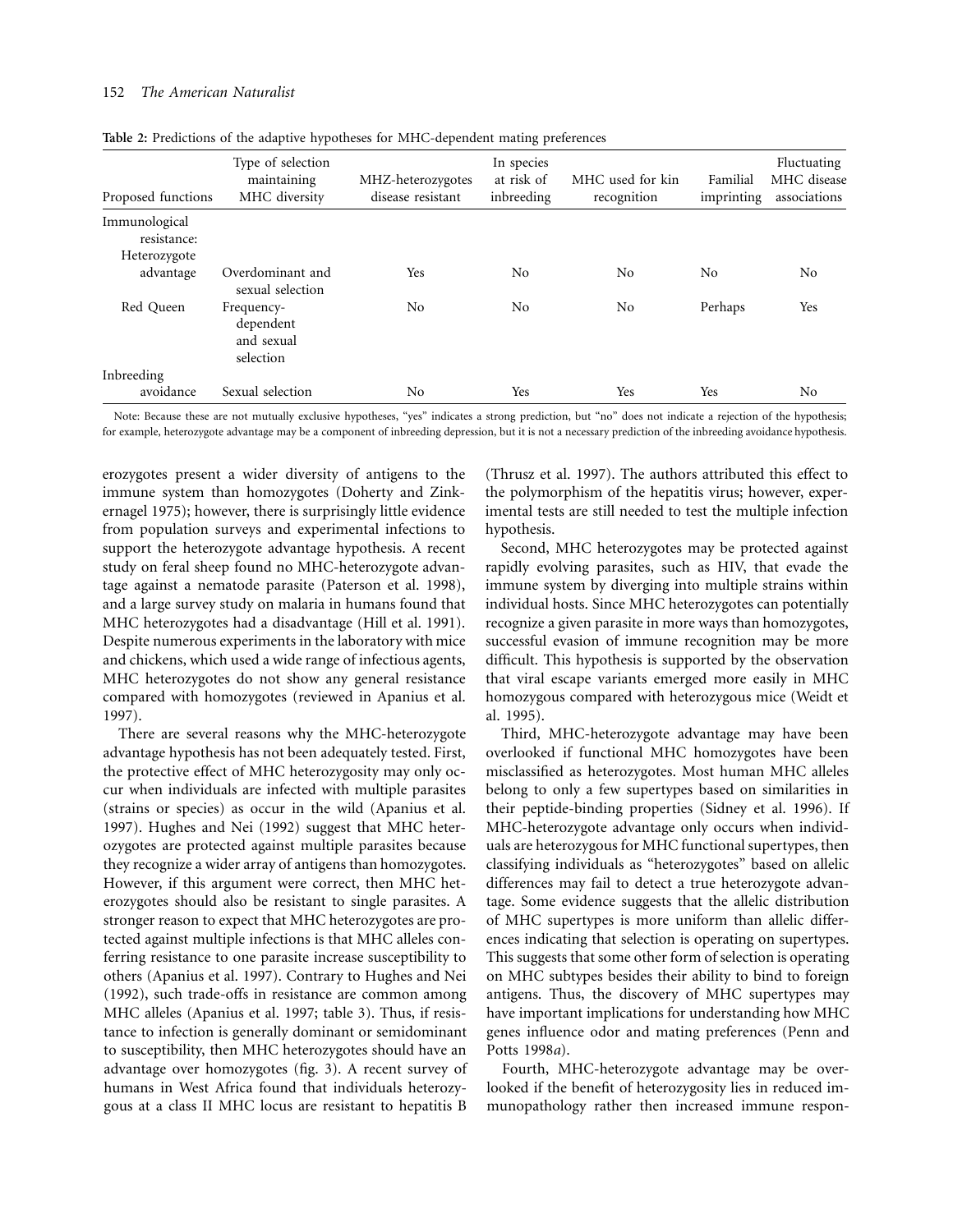**Table 2:** Predictions of the adaptive hypotheses for MHC-dependent mating preferences

| Proposed functions | Type of selection maintaining MHC diversity | MHZ-heterozygotes disease resistant | In species at risk of inbreeding | MHC used for kin recognition | Familial imprinting | Fluctuating MHC disease associations |
|---|---|---|---|---|---|---|
| Immunological resistance: | | | | | | |
| Heterozygote advantage | Overdominant and sexual selection | Yes | No | No | No | No |
| Red Queen | Frequency-dependent and sexual selection | No | No | No | Perhaps | Yes |
| Inbreeding avoidance | Sexual selection | No | Yes | Yes | Yes | No |

Note: Because these are not mutually exclusive hypotheses, "yes" indicates a strong prediction, but "no" does not indicate a rejection of the hypothesis; for example, heterozygote advantage may be a component of inbreeding depression, but it is not a necessary prediction of the inbreeding avoidance hypothesis.

erozygotes present a wider diversity of antigens to the immune system than homozygotes (Doherty and Zinkernagel 1975); however, there is surprisingly little evidence from population surveys and experimental infections to support the heterozygote advantage hypothesis. A recent study on feral sheep found no MHC-heterozygote advantage against a nematode parasite (Paterson et al. 1998), and a large survey study on malaria in humans found that MHC heterozygotes had a disadvantage (Hill et al. 1991). Despite numerous experiments in the laboratory with mice and chickens, which used a wide range of infectious agents, MHC heterozygotes do not show any general resistance compared with homozygotes (reviewed in Apanius et al. 1997).

There are several reasons why the MHC-heterozygote advantage hypothesis has not been adequately tested. First, the protective effect of MHC heterozygosity may only occur when individuals are infected with multiple parasites (strains or species) as occur in the wild (Apanius et al. 1997). Hughes and Nei (1992) suggest that MHC heterozygotes are protected against multiple parasites because they recognize a wider array of antigens than homozygotes. However, if this argument were correct, then MHC heterozygotes should also be resistant to single parasites. A stronger reason to expect that MHC heterozygotes are protected against multiple infections is that MHC alleles conferring resistance to one parasite increase susceptibility to others (Apanius et al. 1997). Contrary to Hughes and Nei (1992), such trade-offs in resistance are common among MHC alleles (Apanius et al. 1997; table 3). Thus, if resistance to infection is generally dominant or semidominant to susceptibility, then MHC heterozygotes should have an advantage over homozygotes (fig. 3). A recent survey of humans in West Africa found that individuals heterozygous at a class II MHC locus are resistant to hepatitis B (Thrusz et al. 1997). The authors attributed this effect to the polymorphism of the hepatitis virus; however, experimental tests are still needed to test the multiple infection hypothesis.

Second, MHC heterozygotes may be protected against rapidly evolving parasites, such as HIV, that evade the immune system by diverging into multiple strains within individual hosts. Since MHC heterozygotes can potentially recognize a given parasite in more ways than homozygotes, successful evasion of immune recognition may be more difficult. This hypothesis is supported by the observation that viral escape variants emerged more easily in MHC homozygous compared with heterozygous mice (Weidt et al. 1995).

Third, MHC-heterozygote advantage may have been overlooked if functional MHC homozygotes have been misclassified as heterozygotes. Most human MHC alleles belong to only a few supertypes based on similarities in their peptide-binding properties (Sidney et al. 1996). If MHC-heterozygote advantage only occurs when individuals are heterozygous for MHC functional supertypes, then classifying individuals as "heterozygotes" based on allelic differences may fail to detect a true heterozygote advantage. Some evidence suggests that the allelic distribution of MHC supertypes is more uniform than allelic differences indicating that selection is operating on supertypes. This suggests that some other form of selection is operating on MHC subtypes besides their ability to bind to foreign antigens. Thus, the discovery of MHC supertypes may have important implications for understanding how MHC genes influence odor and mating preferences (Penn and Potts 1998*a*).

Fourth, MHC-heterozygote advantage may be overlooked if the benefit of heterozygosity lies in reduced immunopathology rather then increased immune respon-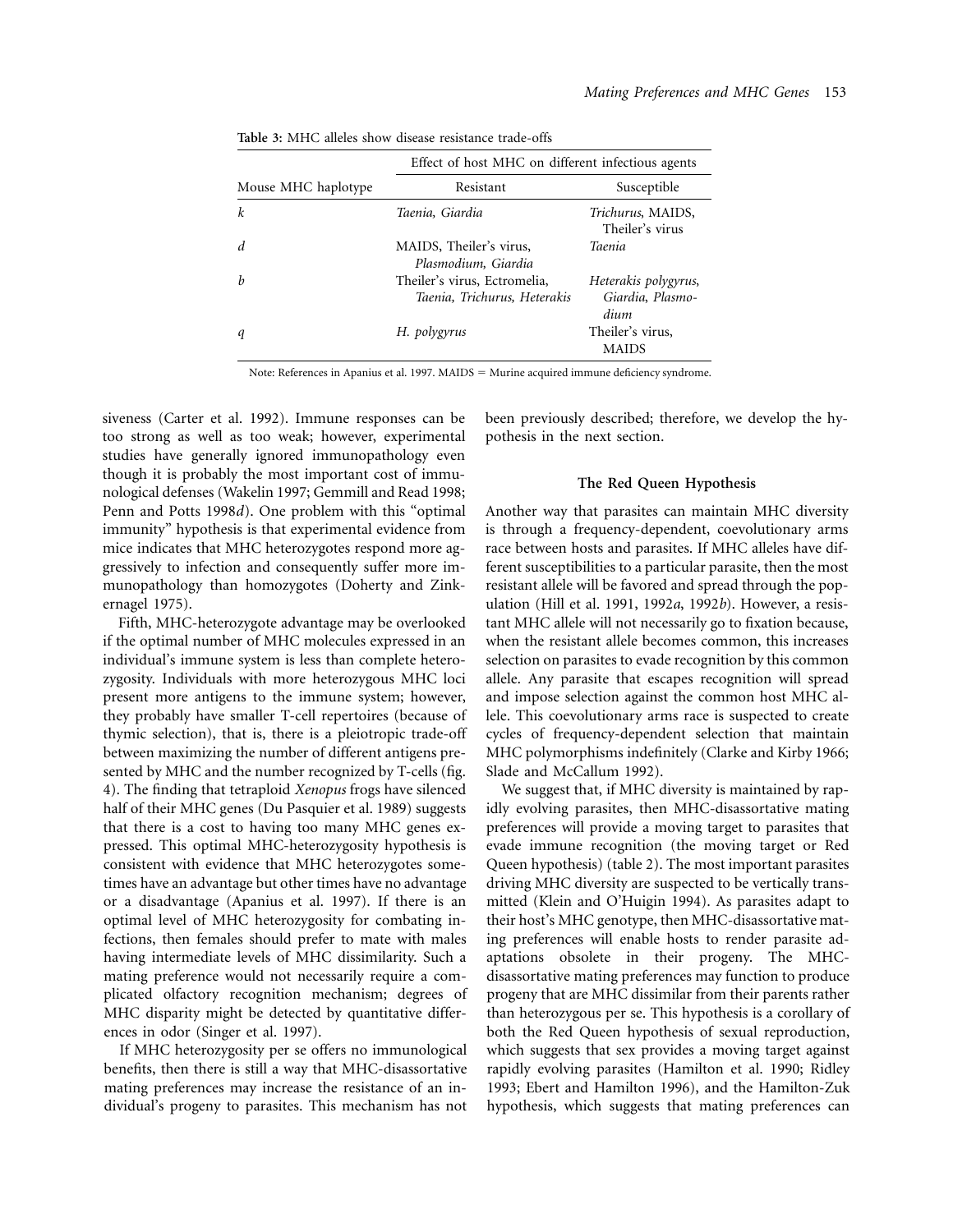**Table 3:** MHC alleles show disease resistance trade-offs

| Mouse MHC haplotype | Effect of host MHC on different infectious agents | |
|---|---|---|
| | Resistant | Susceptible |
| *k* | *Taenia, Giardia* | *Trichurus*, MAIDS, Theiler's virus |
| *d* | MAIDS, Theiler's virus, *Plasmodium, Giardia* | *Taenia* |
| *b* | Theiler's virus, Ectromelia, *Taenia, Trichurus, Heterakis* | *Heterakis polygyrus*, *Giardia, Plasmodium* |
| *q* | *H. polygyrus* | Theiler's virus, MAIDS |

Note: References in Apanius et al. 1997. MAIDS = Murine acquired immune deficiency syndrome.

siveness (Carter et al. 1992). Immune responses can be too strong as well as too weak; however, experimental studies have generally ignored immunopathology even though it is probably the most important cost of immunological defenses (Wakelin 1997; Gemmill and Read 1998; Penn and Potts 1998*d*). One problem with this "optimal immunity" hypothesis is that experimental evidence from mice indicates that MHC heterozygotes respond more aggressively to infection and consequently suffer more immunopathology than homozygotes (Doherty and Zinkernagel 1975).

Fifth, MHC-heterozygote advantage may be overlooked if the optimal number of MHC molecules expressed in an individual's immune system is less than complete heterozygosity. Individuals with more heterozygous MHC loci present more antigens to the immune system; however, they probably have smaller T-cell repertoires (because of thymic selection), that is, there is a pleiotropic trade-off between maximizing the number of different antigens presented by MHC and the number recognized by T-cells (fig. 4). The finding that tetraploid *Xenopus* frogs have silenced half of their MHC genes (Du Pasquier et al. 1989) suggests that there is a cost to having too many MHC genes expressed. This optimal MHC-heterozygosity hypothesis is consistent with evidence that MHC heterozygotes sometimes have an advantage but other times have no advantage or a disadvantage (Apanius et al. 1997). If there is an optimal level of MHC heterozygosity for combating infections, then females should prefer to mate with males having intermediate levels of MHC dissimilarity. Such a mating preference would not necessarily require a complicated olfactory recognition mechanism; degrees of MHC disparity might be detected by quantitative differences in odor (Singer et al. 1997).

If MHC heterozygosity per se offers no immunological benefits, then there is still a way that MHC-disassortative mating preferences may increase the resistance of an individual's progeny to parasites. This mechanism has not been previously described; therefore, we develop the hypothesis in the next section.

### The Red Queen Hypothesis

Another way that parasites can maintain MHC diversity is through a frequency-dependent, coevolutionary arms race between hosts and parasites. If MHC alleles have different susceptibilities to a particular parasite, then the most resistant allele will be favored and spread through the population (Hill et al. 1991, 1992*a*, 1992*b*). However, a resistant MHC allele will not necessarily go to fixation because, when the resistant allele becomes common, this increases selection on parasites to evade recognition by this common allele. Any parasite that escapes recognition will spread and impose selection against the common host MHC allele. This coevolutionary arms race is suspected to create cycles of frequency-dependent selection that maintain MHC polymorphisms indefinitely (Clarke and Kirby 1966; Slade and McCallum 1992).

We suggest that, if MHC diversity is maintained by rapidly evolving parasites, then MHC-disassortative mating preferences will provide a moving target to parasites that evade immune recognition (the moving target or Red Queen hypothesis) (table 2). The most important parasites driving MHC diversity are suspected to be vertically transmitted (Klein and O'Huigin 1994). As parasites adapt to their host's MHC genotype, then MHC-disassortative mating preferences will enable hosts to render parasite adaptations obsolete in their progeny. The MHC-disassortative mating preferences may function to produce progeny that are MHC dissimilar from their parents rather than heterozygous per se. This hypothesis is a corollary of both the Red Queen hypothesis of sexual reproduction, which suggests that sex provides a moving target against rapidly evolving parasites (Hamilton et al. 1990; Ridley 1993; Ebert and Hamilton 1996), and the Hamilton-Zuk hypothesis, which suggests that mating preferences can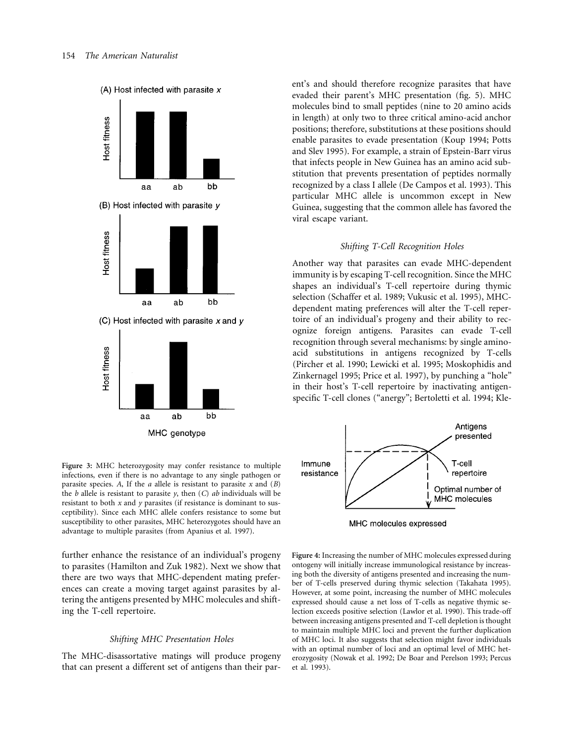Figure 3: MHC heterozygosity may confer resistance to multiple infections, even if there is no advantage to any single pathogen or parasite species. *A*, If the *a* allele is resistant to parasite *x* and (*B*) the *b* allele is resistant to parasite *y*, then (*C*) *ab* individuals will be resistant to both *x* and *y* parasites (if resistance is dominant to susceptibility). Since each MHC allele confers resistance to some but susceptibility to other parasites, MHC heterozygotes should have an advantage to multiple parasites (from Apanius et al. 1997).

further enhance the resistance of an individual's progeny to parasites (Hamilton and Zuk 1982). Next we show that there are two ways that MHC-dependent mating preferences can create a moving target against parasites by altering the antigens presented by MHC molecules and shifting the T-cell repertoire.

### *Shifting MHC Presentation Holes*

The MHC-disassortative matings will produce progeny that can present a different set of antigens than their parent's and should therefore recognize parasites that have evaded their parent's MHC presentation (fig. 5). MHC molecules bind to small peptides (nine to 20 amino acids in length) at only two to three critical amino-acid anchor positions; therefore, substitutions at these positions should enable parasites to evade presentation (Koup 1994; Potts and Slev 1995). For example, a strain of Epstein-Barr virus that infects people in New Guinea has an amino acid substitution that prevents presentation of peptides normally recognized by a class I allele (De Campos et al. 1993). This particular MHC allele is uncommon except in New Guinea, suggesting that the common allele has favored the viral escape variant.

### *Shifting T-Cell Recognition Holes*

Another way that parasites can evade MHC-dependent immunity is by escaping T-cell recognition. Since the MHC shapes an individual's T-cell repertoire during thymic selection (Schaffer et al. 1989; Vukusic et al. 1995), MHC-dependent mating preferences will alter the T-cell repertoire of an individual's progeny and their ability to recognize foreign antigens. Parasites can evade T-cell recognition through several mechanisms: by single amino-acid substitutions in antigens recognized by T-cells (Pircher et al. 1990; Lewicki et al. 1995; Moskophidis and Zinkernagel 1995; Price et al. 1997), by punching a "hole" in their host's T-cell repertoire by inactivating antigen-specific T-cell clones ("anergy"; Bertoletti et al. 1994; Kle-

Figure 4: Increasing the number of MHC molecules expressed during ontogeny will initially increase immunological resistance by increasing both the diversity of antigens presented and increasing the number of T-cells preserved during thymic selection (Takahata 1995). However, at some point, increasing the number of MHC molecules expressed should cause a net loss of T-cells as negative thymic selection exceeds positive selection (Lawlor et al. 1990). This trade-off between increasing antigens presented and T-cell depletion is thought to maintain multiple MHC loci and prevent the further duplication of MHC loci. It also suggests that selection might favor individuals with an optimal number of loci and an optimal level of MHC heterozygosity (Nowak et al. 1992; De Boar and Perelson 1993; Percus et al. 1993).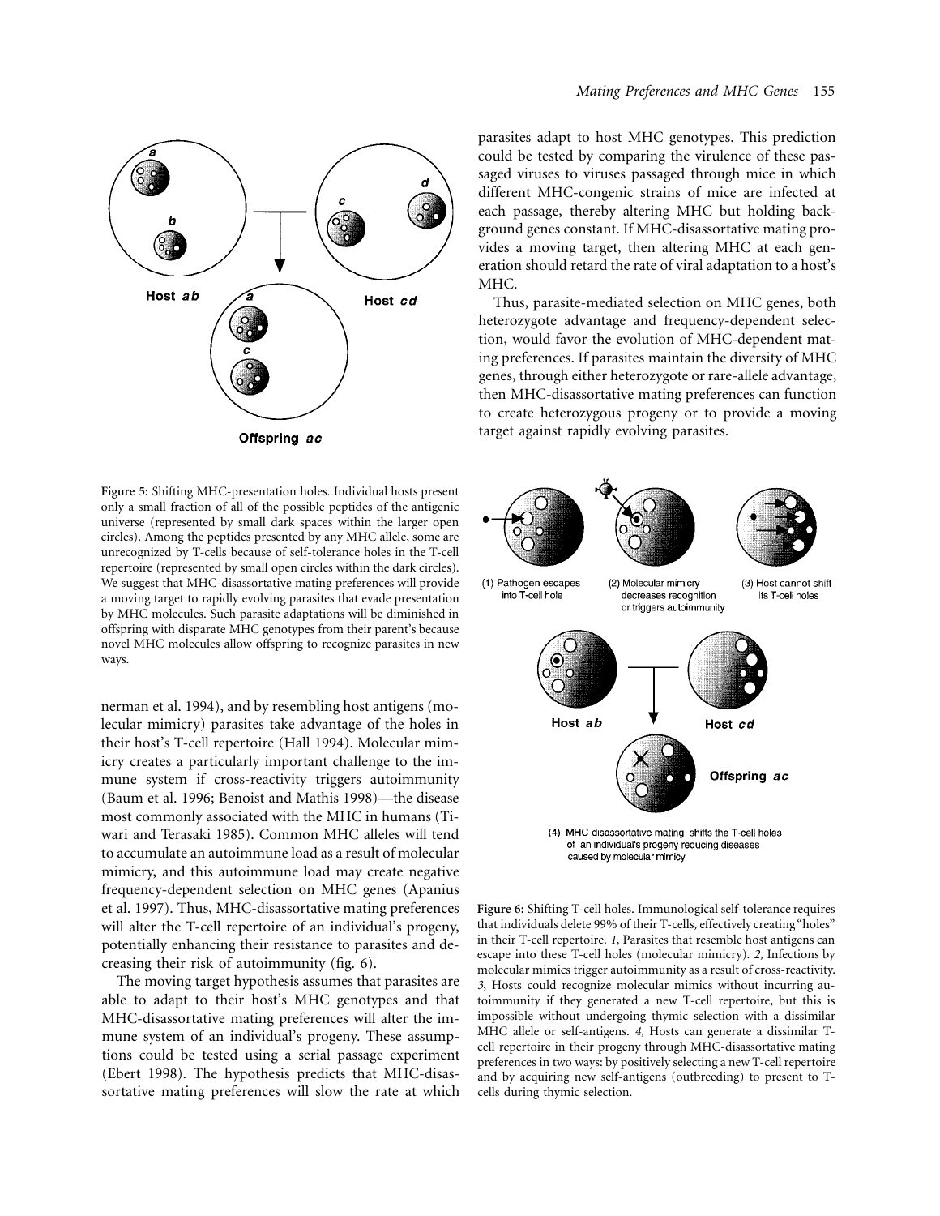**Figure 5:** Shifting MHC-presentation holes. Individual hosts present only a small fraction of all of the possible peptides of the antigenic universe (represented by small dark spaces within the larger open circles). Among the peptides presented by any MHC allele, some are unrecognized by T-cells because of self-tolerance holes in the T-cell repertoire (represented by small open circles within the dark circles). We suggest that MHC-disassortative mating preferences will provide a moving target to rapidly evolving parasites that evade presentation by MHC molecules. Such parasite adaptations will be diminished in offspring with disparate MHC genotypes from their parent's because novel MHC molecules allow offspring to recognize parasites in new ways.

nerman et al. 1994), and by resembling host antigens (molecular mimicry) parasites take advantage of the holes in their host's T-cell repertoire (Hall 1994). Molecular mimicry creates a particularly important challenge to the immune system if cross-reactivity triggers autoimmunity (Baum et al. 1996; Benoist and Mathis 1998)—the disease most commonly associated with the MHC in humans (Tiwari and Terasaki 1985). Common MHC alleles will tend to accumulate an autoimmune load as a result of molecular mimicry, and this autoimmune load may create negative frequency-dependent selection on MHC genes (Apanius et al. 1997). Thus, MHC-disassortative mating preferences will alter the T-cell repertoire of an individual's progeny, potentially enhancing their resistance to parasites and decreasing their risk of autoimmunity (fig. 6).

The moving target hypothesis assumes that parasites are able to adapt to their host's MHC genotypes and that MHC-disassortative mating preferences will alter the immune system of an individual's progeny. These assumptions could be tested using a serial passage experiment (Ebert 1998). The hypothesis predicts that MHC-disassortative mating preferences will slow the rate at which parasites adapt to host MHC genotypes. This prediction could be tested by comparing the virulence of these passaged viruses to viruses passaged through mice in which different MHC-congenic strains of mice are infected at each passage, thereby altering MHC but holding background genes constant. If MHC-disassortative mating provides a moving target, then altering MHC at each generation should retard the rate of viral adaptation to a host's MHC.

Thus, parasite-mediated selection on MHC genes, both heterozygote advantage and frequency-dependent selection, would favor the evolution of MHC-dependent mating preferences. If parasites maintain the diversity of MHC genes, through either heterozygote or rare-allele advantage, then MHC-disassortative mating preferences can function to create heterozygous progeny or to provide a moving target against rapidly evolving parasites.

**Figure 6:** Shifting T-cell holes. Immunological self-tolerance requires that individuals delete 99% of their T-cells, effectively creating "holes" in their T-cell repertoire. *1*, Parasites that resemble host antigens can escape into these T-cell holes (molecular mimicry). *2*, Infections by molecular mimics trigger autoimmunity as a result of cross-reactivity. *3*, Hosts could recognize molecular mimics without incurring autoimmunity if they generated a new T-cell repertoire, but this is impossible without undergoing thymic selection with a dissimilar MHC allele or self-antigens. *4*, Hosts can generate a dissimilar T-cell repertoire in their progeny through MHC-disassortative mating preferences in two ways: by positively selecting a new T-cell repertoire and by acquiring new self-antigens (outbreeding) to present to T-cells during thymic selection.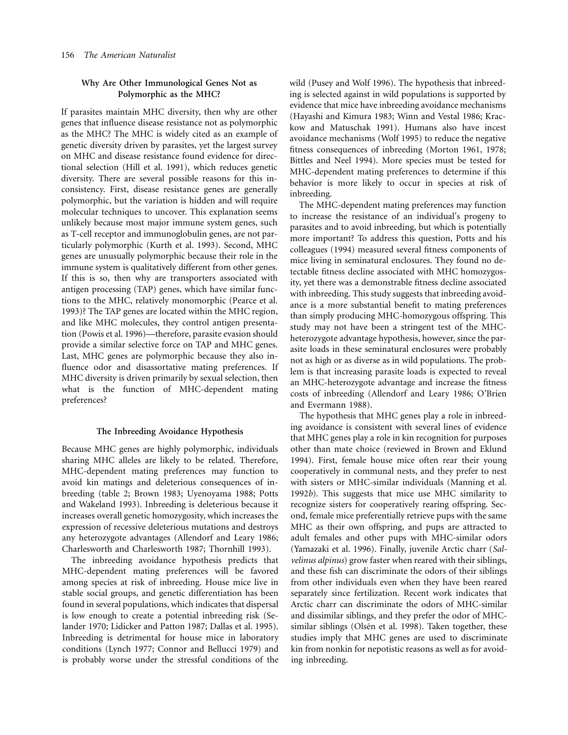## Why Are Other Immunological Genes Not as Polymorphic as the MHC?

If parasites maintain MHC diversity, then why are other genes that influence disease resistance not as polymorphic as the MHC? The MHC is widely cited as an example of genetic diversity driven by parasites, yet the largest survey on MHC and disease resistance found evidence for directional selection (Hill et al. 1991), which reduces genetic diversity. There are several possible reasons for this inconsistency. First, disease resistance genes are generally polymorphic, but the variation is hidden and will require molecular techniques to uncover. This explanation seems unlikely because most major immune system genes, such as T-cell receptor and immunoglobulin genes, are not particularly polymorphic (Kurth et al. 1993). Second, MHC genes are unusually polymorphic because their role in the immune system is qualitatively different from other genes. If this is so, then why are transporters associated with antigen processing (TAP) genes, which have similar functions to the MHC, relatively monomorphic (Pearce et al. 1993)? The TAP genes are located within the MHC region, and like MHC molecules, they control antigen presentation (Powis et al. 1996)—therefore, parasite evasion should provide a similar selective force on TAP and MHC genes. Last, MHC genes are polymorphic because they also influence odor and disassortative mating preferences. If MHC diversity is driven primarily by sexual selection, then what is the function of MHC-dependent mating preferences?

## The Inbreeding Avoidance Hypothesis

Because MHC genes are highly polymorphic, individuals sharing MHC alleles are likely to be related. Therefore, MHC-dependent mating preferences may function to avoid kin matings and deleterious consequences of inbreeding (table 2; Brown 1983; Uyenoyama 1988; Potts and Wakeland 1993). Inbreeding is deleterious because it increases overall genetic homozygosity, which increases the expression of recessive deleterious mutations and destroys any heterozygote advantages (Allendorf and Leary 1986; Charlesworth and Charlesworth 1987; Thornhill 1993).

The inbreeding avoidance hypothesis predicts that MHC-dependent mating preferences will be favored among species at risk of inbreeding. House mice live in stable social groups, and genetic differentiation has been found in several populations, which indicates that dispersal is low enough to create a potential inbreeding risk (Selander 1970; Lidicker and Patton 1987; Dallas et al. 1995). Inbreeding is detrimental for house mice in laboratory conditions (Lynch 1977; Connor and Bellucci 1979) and is probably worse under the stressful conditions of the wild (Pusey and Wolf 1996). The hypothesis that inbreeding is selected against in wild populations is supported by evidence that mice have inbreeding avoidance mechanisms (Hayashi and Kimura 1983; Winn and Vestal 1986; Krackow and Matuschak 1991). Humans also have incest avoidance mechanisms (Wolf 1995) to reduce the negative fitness consequences of inbreeding (Morton 1961, 1978; Bittles and Neel 1994). More species must be tested for MHC-dependent mating preferences to determine if this behavior is more likely to occur in species at risk of inbreeding.

The MHC-dependent mating preferences may function to increase the resistance of an individual's progeny to parasites and to avoid inbreeding, but which is potentially more important? To address this question, Potts and his colleagues (1994) measured several fitness components of mice living in seminatural enclosures. They found no detectable fitness decline associated with MHC homozygosity, yet there was a demonstrable fitness decline associated with inbreeding. This study suggests that inbreeding avoidance is a more substantial benefit to mating preferences than simply producing MHC-homozygous offspring. This study may not have been a stringent test of the MHC-heterozygote advantage hypothesis, however, since the parasite loads in these seminatural enclosures were probably not as high or as diverse as in wild populations. The problem is that increasing parasite loads is expected to reveal an MHC-heterozygote advantage and increase the fitness costs of inbreeding (Allendorf and Leary 1986; O'Brien and Evermann 1988).

The hypothesis that MHC genes play a role in inbreeding avoidance is consistent with several lines of evidence that MHC genes play a role in kin recognition for purposes other than mate choice (reviewed in Brown and Eklund 1994). First, female house mice often rear their young cooperatively in communal nests, and they prefer to nest with sisters or MHC-similar individuals (Manning et al. 1992*b*). This suggests that mice use MHC similarity to recognize sisters for cooperatively rearing offspring. Second, female mice preferentially retrieve pups with the same MHC as their own offspring, and pups are attracted to adult females and other pups with MHC-similar odors (Yamazaki et al. 1996). Finally, juvenile Arctic charr (*Salvelinus alpinus*) grow faster when reared with their siblings, and these fish can discriminate the odors of their siblings from other individuals even when they have been reared separately since fertilization. Recent work indicates that Arctic charr can discriminate the odors of MHC-similar and dissimilar siblings, and they prefer the odor of MHC-similar siblings (Olsén et al. 1998). Taken together, these studies imply that MHC genes are used to discriminate kin from nonkin for nepotistic reasons as well as for avoiding inbreeding.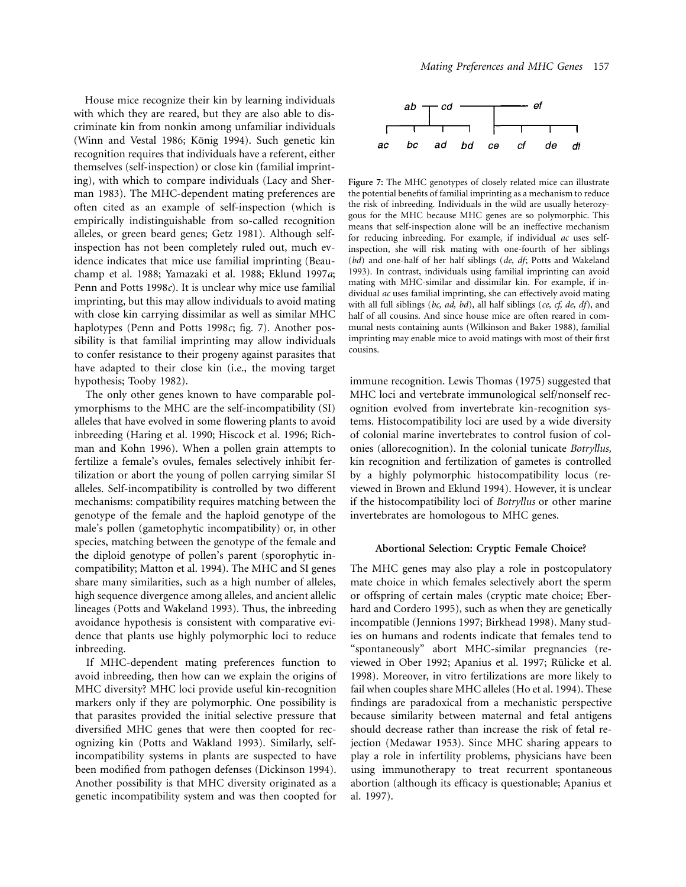House mice recognize their kin by learning individuals with which they are reared, but they are also able to discriminate kin from nonkin among unfamiliar individuals (Winn and Vestal 1986; König 1994). Such genetic kin recognition requires that individuals have a referent, either themselves (self-inspection) or close kin (familial imprinting), with which to compare individuals (Lacy and Sherman 1983). The MHC-dependent mating preferences are often cited as an example of self-inspection (which is empirically indistinguishable from so-called recognition alleles, or green beard genes; Getz 1981). Although self-inspection has not been completely ruled out, much evidence indicates that mice use familial imprinting (Beauchamp et al. 1988; Yamazaki et al. 1988; Eklund 1997*a*; Penn and Potts 1998*c*). It is unclear why mice use familial imprinting, but this may allow individuals to avoid mating with close kin carrying dissimilar as well as similar MHC haplotypes (Penn and Potts 1998*c*; fig. 7). Another possibility is that familial imprinting may allow individuals to confer resistance to their progeny against parasites that have adapted to their close kin (i.e., the moving target hypothesis; Tooby 1982).

The only other genes known to have comparable polymorphisms to the MHC are the self-incompatibility (SI) alleles that have evolved in some flowering plants to avoid inbreeding (Haring et al. 1990; Hiscock et al. 1996; Richman and Kohn 1996). When a pollen grain attempts to fertilize a female's ovules, females selectively inhibit fertilization or abort the young of pollen carrying similar SI alleles. Self-incompatibility is controlled by two different mechanisms: compatibility requires matching between the genotype of the female and the haploid genotype of the male's pollen (gametophytic incompatibility) or, in other species, matching between the genotype of the female and the diploid genotype of pollen's parent (sporophytic incompatibility; Matton et al. 1994). The MHC and SI genes share many similarities, such as a high number of alleles, high sequence divergence among alleles, and ancient allelic lineages (Potts and Wakeland 1993). Thus, the inbreeding avoidance hypothesis is consistent with comparative evidence that plants use highly polymorphic loci to reduce inbreeding.

If MHC-dependent mating preferences function to avoid inbreeding, then how can we explain the origins of MHC diversity? MHC loci provide useful kin-recognition markers only if they are polymorphic. One possibility is that parasites provided the initial selective pressure that diversified MHC genes that were then coopted for recognizing kin (Potts and Wakland 1993). Similarly, self-incompatibility systems in plants are suspected to have been modified from pathogen defenses (Dickinson 1994). Another possibility is that MHC diversity originated as a genetic incompatibility system and was then coopted for immune recognition. Lewis Thomas (1975) suggested that MHC loci and vertebrate immunological self/nonself recognition evolved from invertebrate kin-recognition systems. Histocompatibility loci are used by a wide diversity of colonial marine invertebrates to control fusion of colonies (allorecognition). In the colonial tunicate *Botryllus,* kin recognition and fertilization of gametes is controlled by a highly polymorphic histocompatibility locus (reviewed in Brown and Eklund 1994). However, it is unclear if the histocompatibility loci of *Botryllus* or other marine invertebrates are homologous to MHC genes.

```
ab ┬─ cd ──────────┬────── ef
┌────┼─────┬────┐   │  ┌────┬────┬────┐
ac   bc    ad   bd   ce   cf   de   df
```

**Figure 7:** The MHC genotypes of closely related mice can illustrate the potential benefits of familial imprinting as a mechanism to reduce the risk of inbreeding. Individuals in the wild are usually heterozygous for the MHC because MHC genes are so polymorphic. This means that self-inspection alone will be an ineffective mechanism for reducing inbreeding. For example, if individual *ac* uses self-inspection, she will risk mating with one-fourth of her siblings (*bd*) and one-half of her half siblings (*de, df*; Potts and Wakeland 1993). In contrast, individuals using familial imprinting can avoid mating with MHC-similar and dissimilar kin. For example, if individual *ac* uses familial imprinting, she can effectively avoid mating with all full siblings (*bc, ad, bd*), all half siblings (*ce, cf, de, df*), and half of all cousins. And since house mice are often reared in communal nests containing aunts (Wilkinson and Baker 1988), familial imprinting may enable mice to avoid matings with most of their first cousins.

## Abortional Selection: Cryptic Female Choice?

The MHC genes may also play a role in postcopulatory mate choice in which females selectively abort the sperm or offspring of certain males (cryptic mate choice; Eberhard and Cordero 1995), such as when they are genetically incompatible (Jennions 1997; Birkhead 1998). Many studies on humans and rodents indicate that females tend to "spontaneously" abort MHC-similar pregnancies (reviewed in Ober 1992; Apanius et al. 1997; Rülicke et al. 1998). Moreover, in vitro fertilizations are more likely to fail when couples share MHC alleles (Ho et al. 1994). These findings are paradoxical from a mechanistic perspective because similarity between maternal and fetal antigens should decrease rather than increase the risk of fetal rejection (Medawar 1953). Since MHC sharing appears to play a role in infertility problems, physicians have been using immunotherapy to treat recurrent spontaneous abortion (although its efficacy is questionable; Apanius et al. 1997).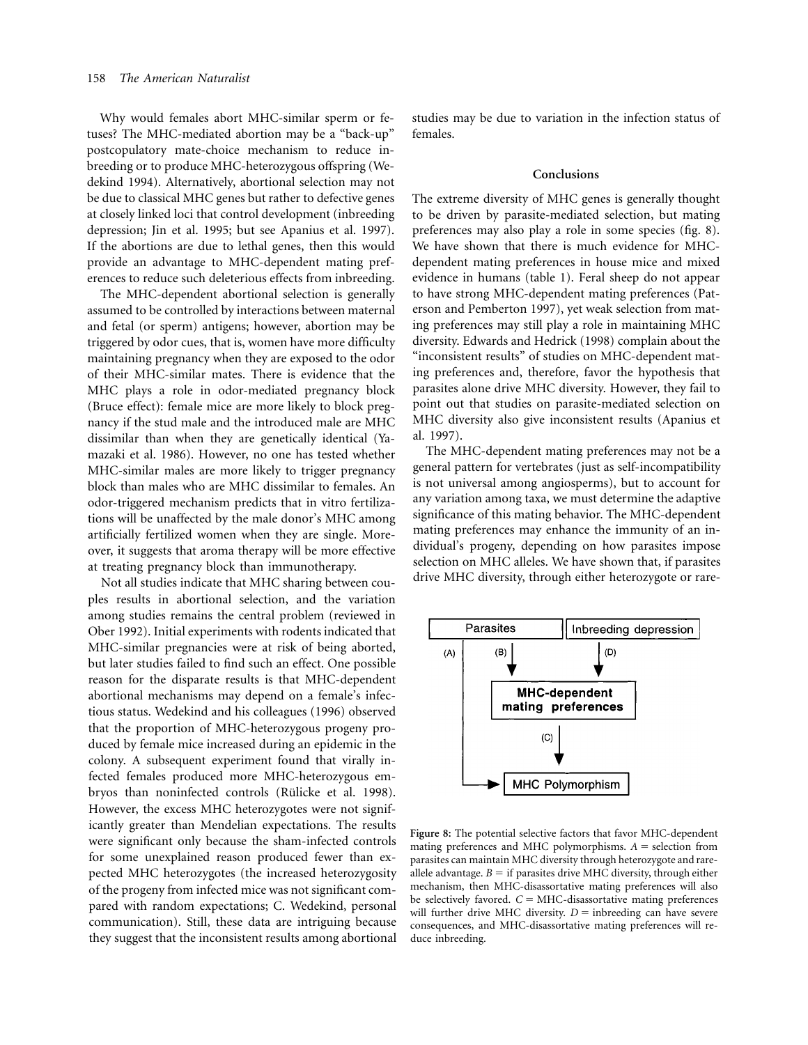Why would females abort MHC-similar sperm or fetuses? The MHC-mediated abortion may be a "back-up" postcopulatory mate-choice mechanism to reduce inbreeding or to produce MHC-heterozygous offspring (Wedekind 1994). Alternatively, abortional selection may not be due to classical MHC genes but rather to defective genes at closely linked loci that control development (inbreeding depression; Jin et al. 1995; but see Apanius et al. 1997). If the abortions are due to lethal genes, then this would provide an advantage to MHC-dependent mating preferences to reduce such deleterious effects from inbreeding.

The MHC-dependent abortional selection is generally assumed to be controlled by interactions between maternal and fetal (or sperm) antigens; however, abortion may be triggered by odor cues, that is, women have more difficulty maintaining pregnancy when they are exposed to the odor of their MHC-similar mates. There is evidence that the MHC plays a role in odor-mediated pregnancy block (Bruce effect): female mice are more likely to block pregnancy if the stud male and the introduced male are MHC dissimilar than when they are genetically identical (Yamazaki et al. 1986). However, no one has tested whether MHC-similar males are more likely to trigger pregnancy block than males who are MHC dissimilar to females. An odor-triggered mechanism predicts that in vitro fertilizations will be unaffected by the male donor's MHC among artificially fertilized women when they are single. Moreover, it suggests that aroma therapy will be more effective at treating pregnancy block than immunotherapy.

Not all studies indicate that MHC sharing between couples results in abortional selection, and the variation among studies remains the central problem (reviewed in Ober 1992). Initial experiments with rodents indicated that MHC-similar pregnancies were at risk of being aborted, but later studies failed to find such an effect. One possible reason for the disparate results is that MHC-dependent abortional mechanisms may depend on a female's infectious status. Wedekind and his colleagues (1996) observed that the proportion of MHC-heterozygous progeny produced by female mice increased during an epidemic in the colony. A subsequent experiment found that virally infected females produced more MHC-heterozygous embryos than noninfected controls (Rülicke et al. 1998). However, the excess MHC heterozygotes were not significantly greater than Mendelian expectations. The results were significant only because the sham-infected controls for some unexplained reason produced fewer than expected MHC heterozygotes (the increased heterozygosity of the progeny from infected mice was not significant compared with random expectations; C. Wedekind, personal communication). Still, these data are intriguing because they suggest that the inconsistent results among abortional studies may be due to variation in the infection status of females.

## Conclusions

The extreme diversity of MHC genes is generally thought to be driven by parasite-mediated selection, but mating preferences may also play a role in some species (fig. 8). We have shown that there is much evidence for MHC-dependent mating preferences in house mice and mixed evidence in humans (table 1). Feral sheep do not appear to have strong MHC-dependent mating preferences (Paterson and Pemberton 1997), yet weak selection from mating preferences may still play a role in maintaining MHC diversity. Edwards and Hedrick (1998) complain about the "inconsistent results" of studies on MHC-dependent mating preferences and, therefore, favor the hypothesis that parasites alone drive MHC diversity. However, they fail to point out that studies on parasite-mediated selection on MHC diversity also give inconsistent results (Apanius et al. 1997).

The MHC-dependent mating preferences may not be a general pattern for vertebrates (just as self-incompatibility is not universal among angiosperms), but to account for any variation among taxa, we must determine the adaptive significance of this mating behavior. The MHC-dependent mating preferences may enhance the immunity of an individual's progeny, depending on how parasites impose selection on MHC alleles. We have shown that, if parasites drive MHC diversity, through either heterozygote or rare-

Figure 8: The potential selective factors that favor MHC-dependent mating preferences and MHC polymorphisms. *A* = selection from parasites can maintain MHC diversity through heterozygote and rare-allele advantage. *B* = if parasites drive MHC diversity, through either mechanism, then MHC-disassortative mating preferences will also be selectively favored. *C* = MHC-disassortative mating preferences will further drive MHC diversity. *D* = inbreeding can have severe consequences, and MHC-disassortative mating preferences will reduce inbreeding.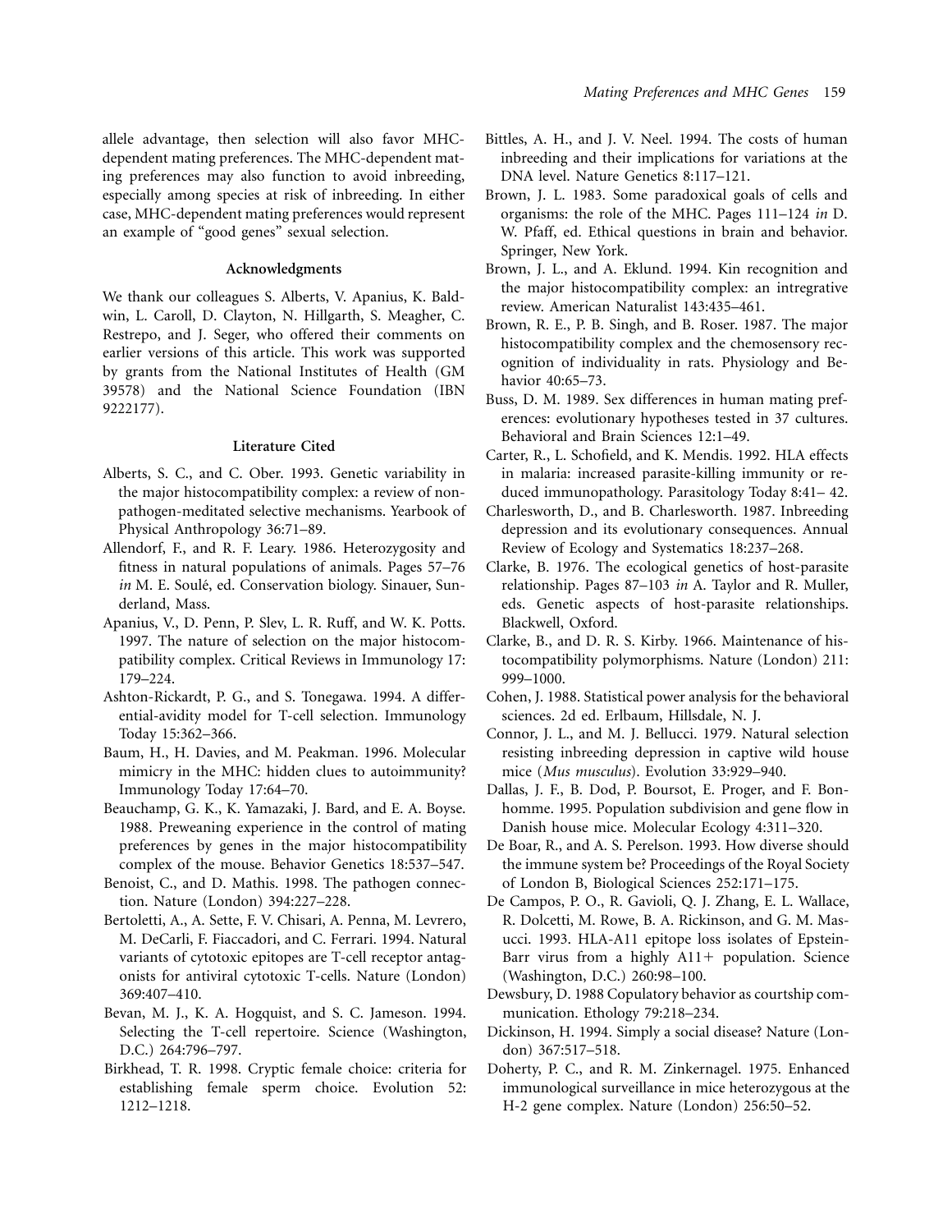allele advantage, then selection will also favor MHC-dependent mating preferences. The MHC-dependent mating preferences may also function to avoid inbreeding, especially among species at risk of inbreeding. In either case, MHC-dependent mating preferences would represent an example of "good genes" sexual selection.

## Acknowledgments

We thank our colleagues S. Alberts, V. Apanius, K. Baldwin, L. Caroll, D. Clayton, N. Hillgarth, S. Meagher, C. Restrepo, and J. Seger, who offered their comments on earlier versions of this article. This work was supported by grants from the National Institutes of Health (GM 39578) and the National Science Foundation (IBN 9222177).

## Literature Cited

Alberts, S. C., and C. Ober. 1993. Genetic variability in the major histocompatibility complex: a review of non-pathogen-meditated selective mechanisms. Yearbook of Physical Anthropology 36:71–89.

Allendorf, F., and R. F. Leary. 1986. Heterozygosity and fitness in natural populations of animals. Pages 57–76 *in* M. E. Soulé, ed. Conservation biology. Sinauer, Sunderland, Mass.

Apanius, V., D. Penn, P. Slev, L. R. Ruff, and W. K. Potts. 1997. The nature of selection on the major histocompatibility complex. Critical Reviews in Immunology 17: 179–224.

Ashton-Rickardt, P. G., and S. Tonegawa. 1994. A differential-avidity model for T-cell selection. Immunology Today 15:362–366.

Baum, H., H. Davies, and M. Peakman. 1996. Molecular mimicry in the MHC: hidden clues to autoimmunity? Immunology Today 17:64–70.

Beauchamp, G. K., K. Yamazaki, J. Bard, and E. A. Boyse. 1988. Preweaning experience in the control of mating preferences by genes in the major histocompatibility complex of the mouse. Behavior Genetics 18:537–547.

Benoist, C., and D. Mathis. 1998. The pathogen connection. Nature (London) 394:227–228.

Bertoletti, A., A. Sette, F. V. Chisari, A. Penna, M. Levrero, M. DeCarli, F. Fiaccadori, and C. Ferrari. 1994. Natural variants of cytotoxic epitopes are T-cell receptor antagonists for antiviral cytotoxic T-cells. Nature (London) 369:407–410.

Bevan, M. J., K. A. Hogquist, and S. C. Jameson. 1994. Selecting the T-cell repertoire. Science (Washington, D.C.) 264:796–797.

Birkhead, T. R. 1998. Cryptic female choice: criteria for establishing female sperm choice. Evolution 52: 1212–1218.

Bittles, A. H., and J. V. Neel. 1994. The costs of human inbreeding and their implications for variations at the DNA level. Nature Genetics 8:117–121.

Brown, J. L. 1983. Some paradoxical goals of cells and organisms: the role of the MHC. Pages 111–124 *in* D. W. Pfaff, ed. Ethical questions in brain and behavior. Springer, New York.

Brown, J. L., and A. Eklund. 1994. Kin recognition and the major histocompatibility complex: an intregrative review. American Naturalist 143:435–461.

Brown, R. E., P. B. Singh, and B. Roser. 1987. The major histocompatibility complex and the chemosensory recognition of individuality in rats. Physiology and Behavior 40:65–73.

Buss, D. M. 1989. Sex differences in human mating preferences: evolutionary hypotheses tested in 37 cultures. Behavioral and Brain Sciences 12:1–49.

Carter, R., L. Schofield, and K. Mendis. 1992. HLA effects in malaria: increased parasite-killing immunity or reduced immunopathology. Parasitology Today 8:41– 42.

Charlesworth, D., and B. Charlesworth. 1987. Inbreeding depression and its evolutionary consequences. Annual Review of Ecology and Systematics 18:237–268.

Clarke, B. 1976. The ecological genetics of host-parasite relationship. Pages 87–103 *in* A. Taylor and R. Muller, eds. Genetic aspects of host-parasite relationships. Blackwell, Oxford.

Clarke, B., and D. R. S. Kirby. 1966. Maintenance of histocompatibility polymorphisms. Nature (London) 211: 999–1000.

Cohen, J. 1988. Statistical power analysis for the behavioral sciences. 2d ed. Erlbaum, Hillsdale, N. J.

Connor, J. L., and M. J. Bellucci. 1979. Natural selection resisting inbreeding depression in captive wild house mice (*Mus musculus*). Evolution 33:929–940.

Dallas, J. F., B. Dod, P. Boursot, E. Proger, and F. Bonhomme. 1995. Population subdivision and gene flow in Danish house mice. Molecular Ecology 4:311–320.

De Boar, R., and A. S. Perelson. 1993. How diverse should the immune system be? Proceedings of the Royal Society of London B, Biological Sciences 252:171–175.

De Campos, P. O., R. Gavioli, Q. J. Zhang, E. L. Wallace, R. Dolcetti, M. Rowe, B. A. Rickinson, and G. M. Masucci. 1993. HLA-A11 epitope loss isolates of Epstein-Barr virus from a highly A11+ population. Science (Washington, D.C.) 260:98–100.

Dewsbury, D. 1988 Copulatory behavior as courtship communication. Ethology 79:218–234.

Dickinson, H. 1994. Simply a social disease? Nature (London) 367:517–518.

Doherty, P. C., and R. M. Zinkernagel. 1975. Enhanced immunological surveillance in mice heterozygous at the H-2 gene complex. Nature (London) 256:50–52.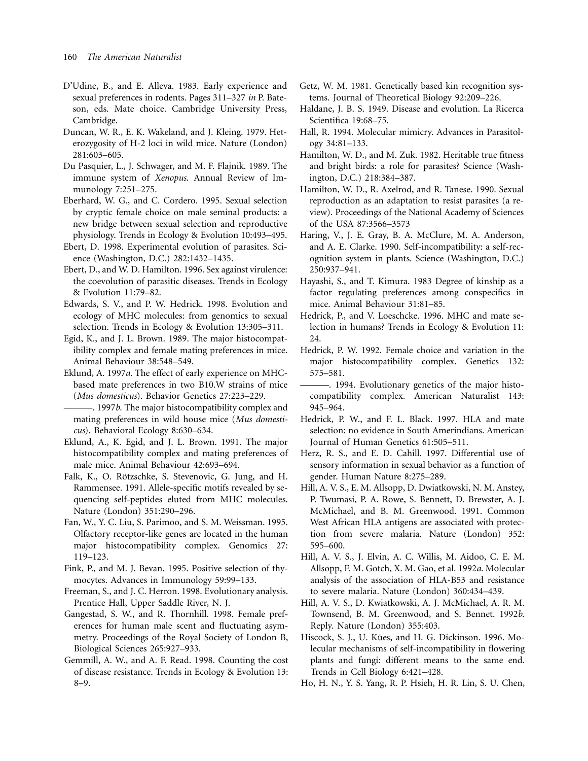D'Udine, B., and E. Alleva. 1983. Early experience and sexual preferences in rodents. Pages 311–327 *in* P. Bateson, eds. Mate choice. Cambridge University Press, Cambridge.

Duncan, W. R., E. K. Wakeland, and J. Kleing. 1979. Heterozygosity of H-2 loci in wild mice. Nature (London) 281:603–605.

Du Pasquier, L., J. Schwager, and M. F. Flajnik. 1989. The immune system of *Xenopus*. Annual Review of Immunology 7:251–275.

Eberhard, W. G., and C. Cordero. 1995. Sexual selection by cryptic female choice on male seminal products: a new bridge between sexual selection and reproductive physiology. Trends in Ecology & Evolution 10:493–495.

Ebert, D. 1998. Experimental evolution of parasites. Science (Washington, D.C.) 282:1432–1435.

Ebert, D., and W. D. Hamilton. 1996. Sex against virulence: the coevolution of parasitic diseases. Trends in Ecology & Evolution 11:79–82.

Edwards, S. V., and P. W. Hedrick. 1998. Evolution and ecology of MHC molecules: from genomics to sexual selection. Trends in Ecology & Evolution 13:305–311.

Egid, K., and J. L. Brown. 1989. The major histocompatibility complex and female mating preferences in mice. Animal Behaviour 38:548–549.

Eklund, A. 1997*a*. The effect of early experience on MHC-based mate preferences in two B10.W strains of mice (*Mus domesticus*). Behavior Genetics 27:223–229.

———. 1997*b*. The major histocompatibility complex and mating preferences in wild house mice (*Mus domesticus*). Behavioral Ecology 8:630–634.

Eklund, A., K. Egid, and J. L. Brown. 1991. The major histocompatibility complex and mating preferences of male mice. Animal Behaviour 42:693–694.

Falk, K., O. Rötzschke, S. Stevenovic, G. Jung, and H. Rammensee. 1991. Allele-specific motifs revealed by sequencing self-peptides eluted from MHC molecules. Nature (London) 351:290–296.

Fan, W., Y. C. Liu, S. Parimoo, and S. M. Weissman. 1995. Olfactory receptor-like genes are located in the human major histocompatibility complex. Genomics 27: 119–123.

Fink, P., and M. J. Bevan. 1995. Positive selection of thymocytes. Advances in Immunology 59:99–133.

Freeman, S., and J. C. Herron. 1998. Evolutionary analysis. Prentice Hall, Upper Saddle River, N. J.

Gangestad, S. W., and R. Thornhill. 1998. Female preferences for human male scent and fluctuating asymmetry. Proceedings of the Royal Society of London B, Biological Sciences 265:927–933.

Gemmill, A. W., and A. F. Read. 1998. Counting the cost of disease resistance. Trends in Ecology & Evolution 13: 8–9.

Getz, W. M. 1981. Genetically based kin recognition systems. Journal of Theoretical Biology 92:209–226.

Haldane, J. B. S. 1949. Disease and evolution. La Ricerca Scientifica 19:68–75.

Hall, R. 1994. Molecular mimicry. Advances in Parasitology 34:81–133.

Hamilton, W. D., and M. Zuk. 1982. Heritable true fitness and bright birds: a role for parasites? Science (Washington, D.C.) 218:384–387.

Hamilton, W. D., R. Axelrod, and R. Tanese. 1990. Sexual reproduction as an adaptation to resist parasites (a review). Proceedings of the National Academy of Sciences of the USA 87:3566–3573

Haring, V., J. E. Gray, B. A. McClure, M. A. Anderson, and A. E. Clarke. 1990. Self-incompatibility: a self-recognition system in plants. Science (Washington, D.C.) 250:937–941.

Hayashi, S., and T. Kimura. 1983 Degree of kinship as a factor regulating preferences among conspecifics in mice. Animal Behaviour 31:81–85.

Hedrick, P., and V. Loeschcke. 1996. MHC and mate selection in humans? Trends in Ecology & Evolution 11: 24.

Hedrick, P. W. 1992. Female choice and variation in the major histocompatibility complex. Genetics 132: 575–581.

———. 1994. Evolutionary genetics of the major histocompatibility complex. American Naturalist 143: 945–964.

Hedrick, P. W., and F. L. Black. 1997. HLA and mate selection: no evidence in South Amerindians. American Journal of Human Genetics 61:505–511.

Herz, R. S., and E. D. Cahill. 1997. Differential use of sensory information in sexual behavior as a function of gender. Human Nature 8:275–289.

Hill, A. V. S., E. M. Allsopp, D. Dwiatkowski, N. M. Anstey, P. Twumasi, P. A. Rowe, S. Bennett, D. Brewster, A. J. McMichael, and B. M. Greenwood. 1991. Common West African HLA antigens are associated with protection from severe malaria. Nature (London) 352: 595–600.

Hill, A. V. S., J. Elvin, A. C. Willis, M. Aidoo, C. E. M. Allsopp, F. M. Gotch, X. M. Gao, et al. 1992*a*. Molecular analysis of the association of HLA-B53 and resistance to severe malaria. Nature (London) 360:434–439.

Hill, A. V. S., D. Kwiatkowski, A. J. McMichael, A. R. M. Townsend, B. M. Greenwood, and S. Bennet. 1992*b*. Reply. Nature (London) 355:403.

Hiscock, S. J., U. Kües, and H. G. Dickinson. 1996. Molecular mechanisms of self-incompatibility in flowering plants and fungi: different means to the same end. Trends in Cell Biology 6:421–428.

Ho, H. N., Y. S. Yang, R. P. Hsieh, H. R. Lin, S. U. Chen,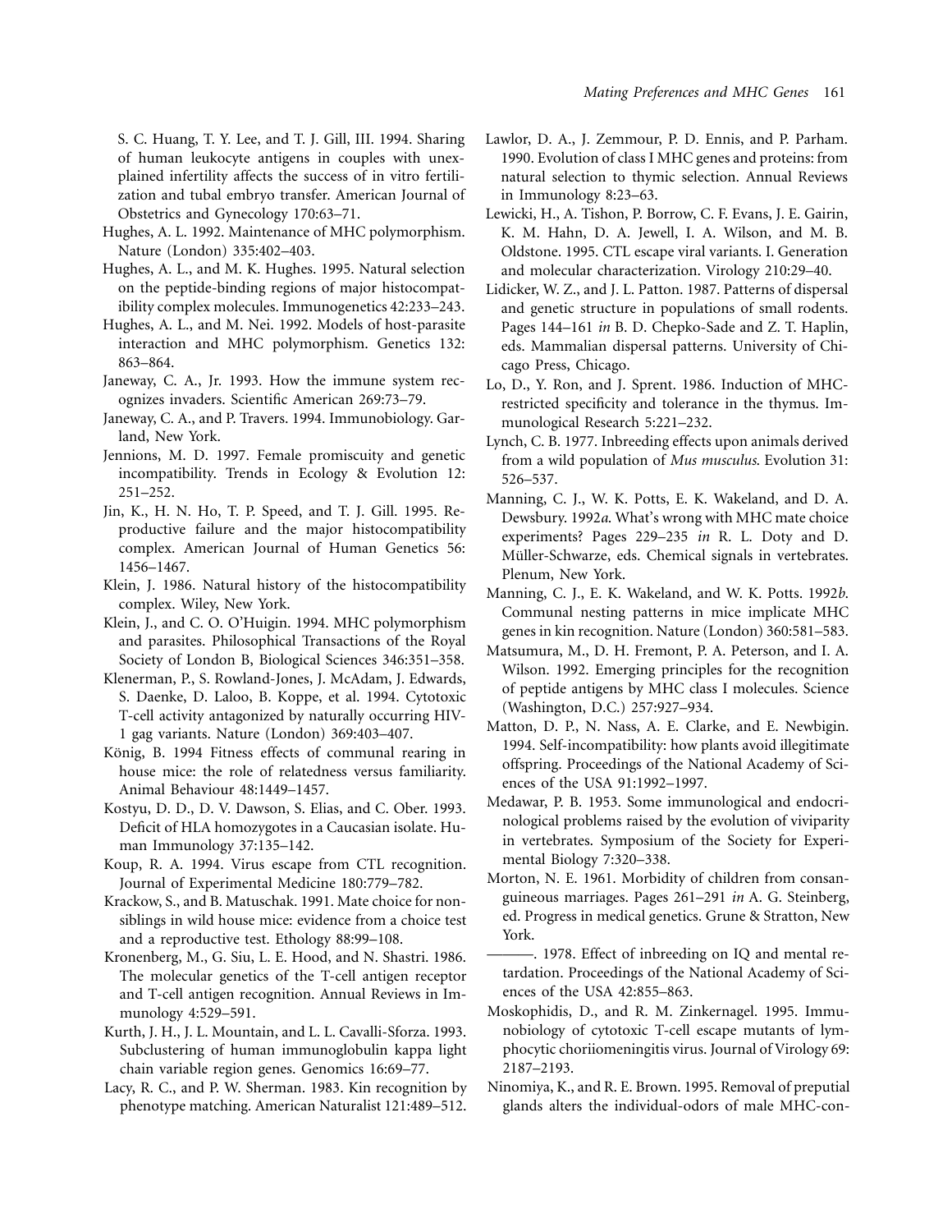S. C. Huang, T. Y. Lee, and T. J. Gill, III. 1994. Sharing of human leukocyte antigens in couples with unexplained infertility affects the success of in vitro fertilization and tubal embryo transfer. American Journal of Obstetrics and Gynecology 170:63–71.

Hughes, A. L. 1992. Maintenance of MHC polymorphism. Nature (London) 335:402–403.

Hughes, A. L., and M. K. Hughes. 1995. Natural selection on the peptide-binding regions of major histocompatibility complex molecules. Immunogenetics 42:233–243.

Hughes, A. L., and M. Nei. 1992. Models of host-parasite interaction and MHC polymorphism. Genetics 132: 863–864.

Janeway, C. A., Jr. 1993. How the immune system recognizes invaders. Scientific American 269:73–79.

Janeway, C. A., and P. Travers. 1994. Immunobiology. Garland, New York.

Jennions, M. D. 1997. Female promiscuity and genetic incompatibility. Trends in Ecology & Evolution 12: 251–252.

Jin, K., H. N. Ho, T. P. Speed, and T. J. Gill. 1995. Reproductive failure and the major histocompatibility complex. American Journal of Human Genetics 56: 1456–1467.

Klein, J. 1986. Natural history of the histocompatibility complex. Wiley, New York.

Klein, J., and C. O. O'Huigin. 1994. MHC polymorphism and parasites. Philosophical Transactions of the Royal Society of London B, Biological Sciences 346:351–358.

Klenerman, P., S. Rowland-Jones, J. McAdam, J. Edwards, S. Daenke, D. Laloo, B. Koppe, et al. 1994. Cytotoxic T-cell activity antagonized by naturally occurring HIV-1 gag variants. Nature (London) 369:403–407.

König, B. 1994 Fitness effects of communal rearing in house mice: the role of relatedness versus familiarity. Animal Behaviour 48:1449–1457.

Kostyu, D. D., D. V. Dawson, S. Elias, and C. Ober. 1993. Deficit of HLA homozygotes in a Caucasian isolate. Human Immunology 37:135–142.

Koup, R. A. 1994. Virus escape from CTL recognition. Journal of Experimental Medicine 180:779–782.

Krackow, S., and B. Matuschak. 1991. Mate choice for nonsiblings in wild house mice: evidence from a choice test and a reproductive test. Ethology 88:99–108.

Kronenberg, M., G. Siu, L. E. Hood, and N. Shastri. 1986. The molecular genetics of the T-cell antigen receptor and T-cell antigen recognition. Annual Reviews in Immunology 4:529–591.

Kurth, J. H., J. L. Mountain, and L. L. Cavalli-Sforza. 1993. Subclustering of human immunoglobulin kappa light chain variable region genes. Genomics 16:69–77.

Lacy, R. C., and P. W. Sherman. 1983. Kin recognition by phenotype matching. American Naturalist 121:489–512.

Lawlor, D. A., J. Zemmour, P. D. Ennis, and P. Parham. 1990. Evolution of class I MHC genes and proteins: from natural selection to thymic selection. Annual Reviews in Immunology 8:23–63.

Lewicki, H., A. Tishon, P. Borrow, C. F. Evans, J. E. Gairin, K. M. Hahn, D. A. Jewell, I. A. Wilson, and M. B. Oldstone. 1995. CTL escape viral variants. I. Generation and molecular characterization. Virology 210:29–40.

Lidicker, W. Z., and J. L. Patton. 1987. Patterns of dispersal and genetic structure in populations of small rodents. Pages 144–161 *in* B. D. Chepko-Sade and Z. T. Haplin, eds. Mammalian dispersal patterns. University of Chicago Press, Chicago.

Lo, D., Y. Ron, and J. Sprent. 1986. Induction of MHC-restricted specificity and tolerance in the thymus. Immunological Research 5:221–232.

Lynch, C. B. 1977. Inbreeding effects upon animals derived from a wild population of *Mus musculus*. Evolution 31: 526–537.

Manning, C. J., W. K. Potts, E. K. Wakeland, and D. A. Dewsbury. 1992*a*. What's wrong with MHC mate choice experiments? Pages 229–235 *in* R. L. Doty and D. Müller-Schwarze, eds. Chemical signals in vertebrates. Plenum, New York.

Manning, C. J., E. K. Wakeland, and W. K. Potts. 1992*b*. Communal nesting patterns in mice implicate MHC genes in kin recognition. Nature (London) 360:581–583.

Matsumura, M., D. H. Fremont, P. A. Peterson, and I. A. Wilson. 1992. Emerging principles for the recognition of peptide antigens by MHC class I molecules. Science (Washington, D.C.) 257:927–934.

Matton, D. P., N. Nass, A. E. Clarke, and E. Newbigin. 1994. Self-incompatibility: how plants avoid illegitimate offspring. Proceedings of the National Academy of Sciences of the USA 91:1992–1997.

Medawar, P. B. 1953. Some immunological and endocrinological problems raised by the evolution of viviparity in vertebrates. Symposium of the Society for Experimental Biology 7:320–338.

Morton, N. E. 1961. Morbidity of children from consanguineous marriages. Pages 261–291 *in* A. G. Steinberg, ed. Progress in medical genetics. Grune & Stratton, New York.

———. 1978. Effect of inbreeding on IQ and mental retardation. Proceedings of the National Academy of Sciences of the USA 42:855–863.

Moskophidis, D., and R. M. Zinkernagel. 1995. Immunobiology of cytotoxic T-cell escape mutants of lymphocytic choriiomeningitis virus. Journal of Virology 69: 2187–2193.

Ninomiya, K., and R. E. Brown. 1995. Removal of preputial glands alters the individual-odors of male MHC-con-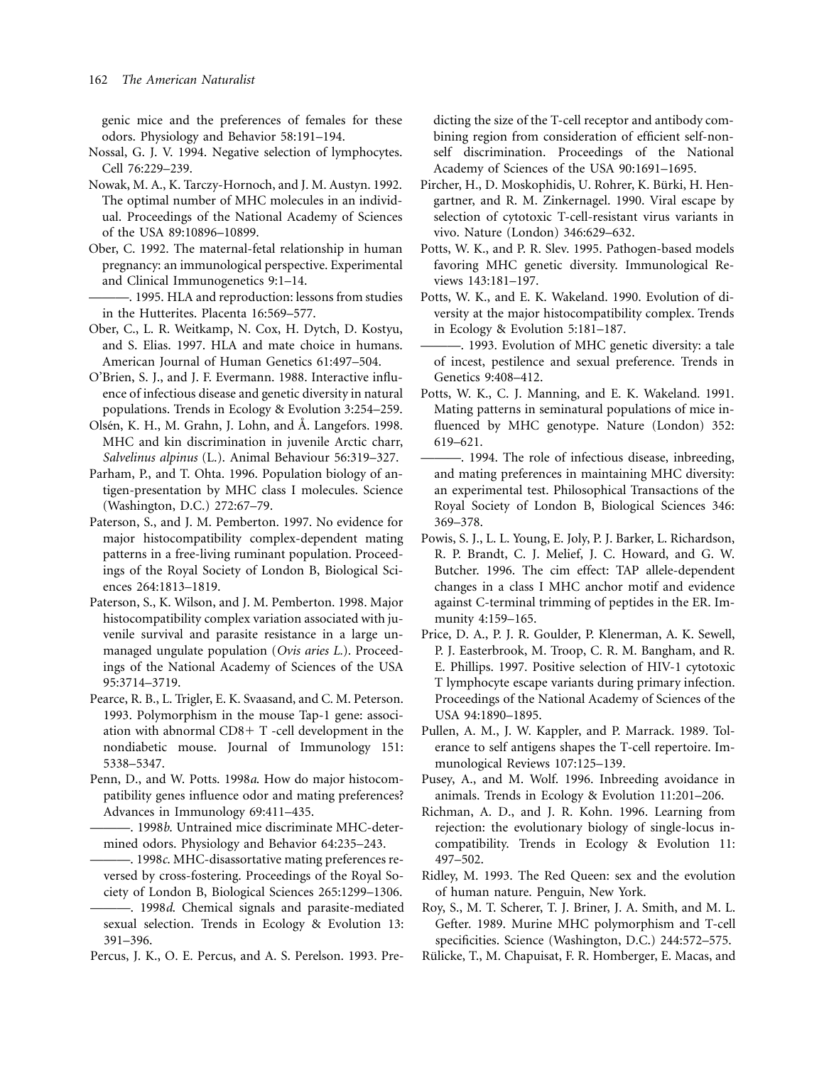genic mice and the preferences of females for these odors. Physiology and Behavior 58:191–194.

Nossal, G. J. V. 1994. Negative selection of lymphocytes. Cell 76:229–239.

Nowak, M. A., K. Tarczy-Hornoch, and J. M. Austyn. 1992. The optimal number of MHC molecules in an individual. Proceedings of the National Academy of Sciences of the USA 89:10896–10899.

Ober, C. 1992. The maternal-fetal relationship in human pregnancy: an immunological perspective. Experimental and Clinical Immunogenetics 9:1–14.

———. 1995. HLA and reproduction: lessons from studies in the Hutterites. Placenta 16:569–577.

Ober, C., L. R. Weitkamp, N. Cox, H. Dytch, D. Kostyu, and S. Elias. 1997. HLA and mate choice in humans. American Journal of Human Genetics 61:497–504.

O'Brien, S. J., and J. F. Evermann. 1988. Interactive influence of infectious disease and genetic diversity in natural populations. Trends in Ecology & Evolution 3:254–259.

Olsén, K. H., M. Grahn, J. Lohn, and Å. Langefors. 1998. MHC and kin discrimination in juvenile Arctic charr, *Salvelinus alpinus* (L.). Animal Behaviour 56:319–327.

Parham, P., and T. Ohta. 1996. Population biology of antigen-presentation by MHC class I molecules. Science (Washington, D.C.) 272:67–79.

Paterson, S., and J. M. Pemberton. 1997. No evidence for major histocompatibility complex-dependent mating patterns in a free-living ruminant population. Proceedings of the Royal Society of London B, Biological Sciences 264:1813–1819.

Paterson, S., K. Wilson, and J. M. Pemberton. 1998. Major histocompatibility complex variation associated with juvenile survival and parasite resistance in a large unmanaged ungulate population (*Ovis aries L.*). Proceedings of the National Academy of Sciences of the USA 95:3714–3719.

Pearce, R. B., L. Trigler, E. K. Svaasand, and C. M. Peterson. 1993. Polymorphism in the mouse Tap-1 gene: association with abnormal CD8+ T -cell development in the nondiabetic mouse. Journal of Immunology 151: 5338–5347.

Penn, D., and W. Potts. 1998*a*. How do major histocompatibility genes influence odor and mating preferences? Advances in Immunology 69:411–435.

———. 1998*b*. Untrained mice discriminate MHC-determined odors. Physiology and Behavior 64:235–243.

———. 1998*c*. MHC-disassortative mating preferences reversed by cross-fostering. Proceedings of the Royal Society of London B, Biological Sciences 265:1299–1306.

———. 1998*d*. Chemical signals and parasite-mediated sexual selection. Trends in Ecology & Evolution 13: 391–396.

Percus, J. K., O. E. Percus, and A. S. Perelson. 1993. Predicting the size of the T-cell receptor and antibody combining region from consideration of efficient self-nonself discrimination. Proceedings of the National Academy of Sciences of the USA 90:1691–1695.

Pircher, H., D. Moskophidis, U. Rohrer, K. Bürki, H. Hengartner, and R. M. Zinkernagel. 1990. Viral escape by selection of cytotoxic T-cell-resistant virus variants in vivo. Nature (London) 346:629–632.

Potts, W. K., and P. R. Slev. 1995. Pathogen-based models favoring MHC genetic diversity. Immunological Reviews 143:181–197.

Potts, W. K., and E. K. Wakeland. 1990. Evolution of diversity at the major histocompatibility complex. Trends in Ecology & Evolution 5:181–187.

———. 1993. Evolution of MHC genetic diversity: a tale of incest, pestilence and sexual preference. Trends in Genetics 9:408–412.

Potts, W. K., C. J. Manning, and E. K. Wakeland. 1991. Mating patterns in seminatural populations of mice influenced by MHC genotype. Nature (London) 352: 619–621.

———. 1994. The role of infectious disease, inbreeding, and mating preferences in maintaining MHC diversity: an experimental test. Philosophical Transactions of the Royal Society of London B, Biological Sciences 346: 369–378.

Powis, S. J., L. L. Young, E. Joly, P. J. Barker, L. Richardson, R. P. Brandt, C. J. Melief, J. C. Howard, and G. W. Butcher. 1996. The cim effect: TAP allele-dependent changes in a class I MHC anchor motif and evidence against C-terminal trimming of peptides in the ER. Immunity 4:159–165.

Price, D. A., P. J. R. Goulder, P. Klenerman, A. K. Sewell, P. J. Easterbrook, M. Troop, C. R. M. Bangham, and R. E. Phillips. 1997. Positive selection of HIV-1 cytotoxic T lymphocyte escape variants during primary infection. Proceedings of the National Academy of Sciences of the USA 94:1890–1895.

Pullen, A. M., J. W. Kappler, and P. Marrack. 1989. Tolerance to self antigens shapes the T-cell repertoire. Immunological Reviews 107:125–139.

Pusey, A., and M. Wolf. 1996. Inbreeding avoidance in animals. Trends in Ecology & Evolution 11:201–206.

Richman, A. D., and J. R. Kohn. 1996. Learning from rejection: the evolutionary biology of single-locus incompatibility. Trends in Ecology & Evolution 11: 497–502.

Ridley, M. 1993. The Red Queen: sex and the evolution of human nature. Penguin, New York.

Roy, S., M. T. Scherer, T. J. Briner, J. A. Smith, and M. L. Gefter. 1989. Murine MHC polymorphism and T-cell specificities. Science (Washington, D.C.) 244:572–575.

Rülicke, T., M. Chapuisat, F. R. Homberger, E. Macas, and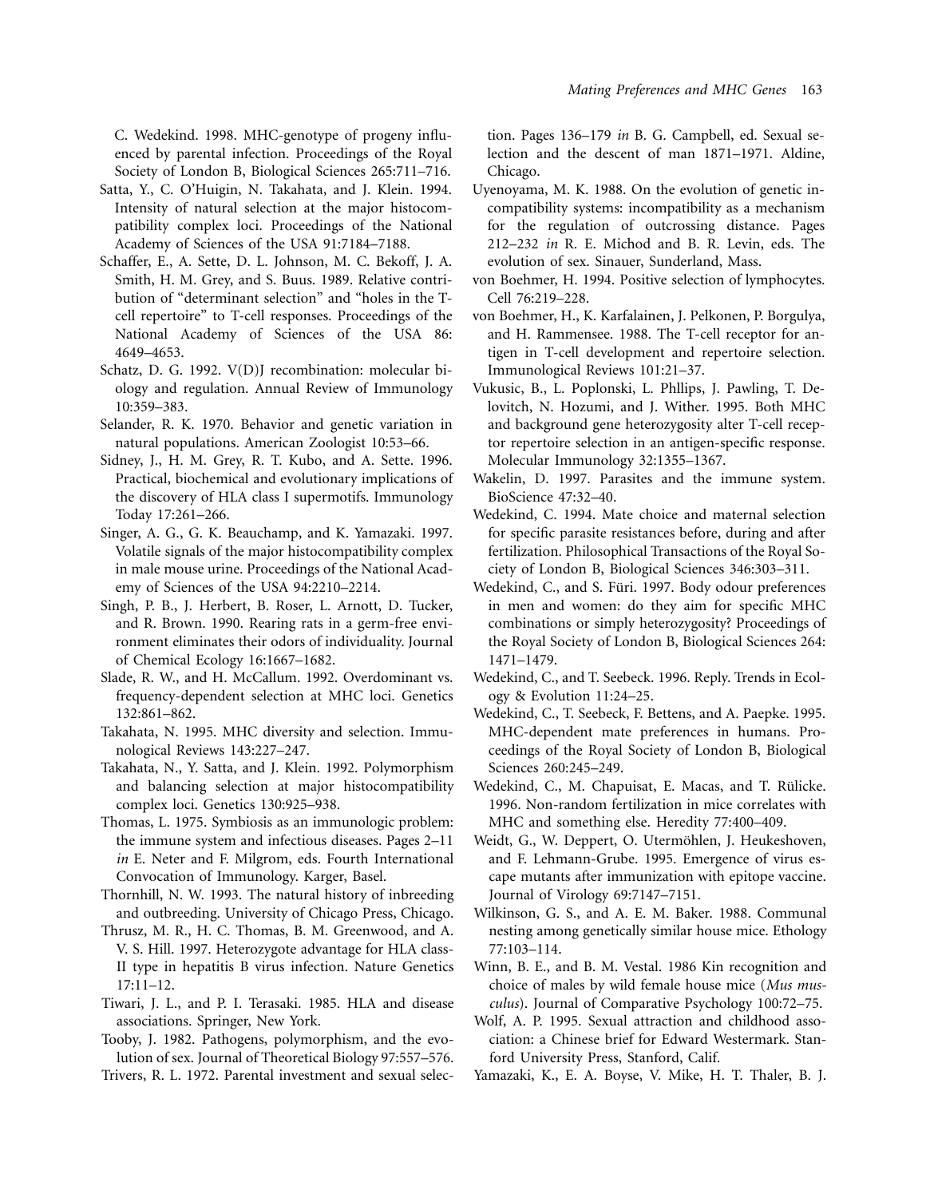C. Wedekind. 1998. MHC-genotype of progeny influenced by parental infection. Proceedings of the Royal Society of London B, Biological Sciences 265:711–716.

Satta, Y., C. O'Huigin, N. Takahata, and J. Klein. 1994. Intensity of natural selection at the major histocompatibility complex loci. Proceedings of the National Academy of Sciences of the USA 91:7184–7188.

Schaffer, E., A. Sette, D. L. Johnson, M. C. Bekoff, J. A. Smith, H. M. Grey, and S. Buus. 1989. Relative contribution of "determinant selection" and "holes in the T-cell repertoire" to T-cell responses. Proceedings of the National Academy of Sciences of the USA 86: 4649–4653.

Schatz, D. G. 1992. V(D)J recombination: molecular biology and regulation. Annual Review of Immunology 10:359–383.

Selander, R. K. 1970. Behavior and genetic variation in natural populations. American Zoologist 10:53–66.

Sidney, J., H. M. Grey, R. T. Kubo, and A. Sette. 1996. Practical, biochemical and evolutionary implications of the discovery of HLA class I supermotifs. Immunology Today 17:261–266.

Singer, A. G., G. K. Beauchamp, and K. Yamazaki. 1997. Volatile signals of the major histocompatibility complex in male mouse urine. Proceedings of the National Academy of Sciences of the USA 94:2210–2214.

Singh, P. B., J. Herbert, B. Roser, L. Arnott, D. Tucker, and R. Brown. 1990. Rearing rats in a germ-free environment eliminates their odors of individuality. Journal of Chemical Ecology 16:1667–1682.

Slade, R. W., and H. McCallum. 1992. Overdominant vs. frequency-dependent selection at MHC loci. Genetics 132:861–862.

Takahata, N. 1995. MHC diversity and selection. Immunological Reviews 143:227–247.

Takahata, N., Y. Satta, and J. Klein. 1992. Polymorphism and balancing selection at major histocompatibility complex loci. Genetics 130:925–938.

Thomas, L. 1975. Symbiosis as an immunologic problem: the immune system and infectious diseases. Pages 2–11 *in* E. Neter and F. Milgrom, eds. Fourth International Convocation of Immunology. Karger, Basel.

Thornhill, N. W. 1993. The natural history of inbreeding and outbreeding. University of Chicago Press, Chicago.

Thrusz, M. R., H. C. Thomas, B. M. Greenwood, and A. V. S. Hill. 1997. Heterozygote advantage for HLA class-II type in hepatitis B virus infection. Nature Genetics 17:11–12.

Tiwari, J. L., and P. I. Terasaki. 1985. HLA and disease associations. Springer, New York.

Tooby, J. 1982. Pathogens, polymorphism, and the evolution of sex. Journal of Theoretical Biology 97:557–576.

Trivers, R. L. 1972. Parental investment and sexual selection. Pages 136–179 *in* B. G. Campbell, ed. Sexual selection and the descent of man 1871–1971. Aldine, Chicago.

Uyenoyama, M. K. 1988. On the evolution of genetic incompatibility systems: incompatibility as a mechanism for the regulation of outcrossing distance. Pages 212–232 *in* R. E. Michod and B. R. Levin, eds. The evolution of sex. Sinauer, Sunderland, Mass.

von Boehmer, H. 1994. Positive selection of lymphocytes. Cell 76:219–228.

von Boehmer, H., K. Karfalainen, J. Pelkonen, P. Borgulya, and H. Rammensee. 1988. The T-cell receptor for antigen in T-cell development and repertoire selection. Immunological Reviews 101:21–37.

Vukusic, B., L. Poplonski, L. Phllips, J. Pawling, T. Delovitch, N. Hozumi, and J. Wither. 1995. Both MHC and background gene heterozygosity alter T-cell receptor repertoire selection in an antigen-specific response. Molecular Immunology 32:1355–1367.

Wakelin, D. 1997. Parasites and the immune system. BioScience 47:32–40.

Wedekind, C. 1994. Mate choice and maternal selection for specific parasite resistances before, during and after fertilization. Philosophical Transactions of the Royal Society of London B, Biological Sciences 346:303–311.

Wedekind, C., and S. Füri. 1997. Body odour preferences in men and women: do they aim for specific MHC combinations or simply heterozygosity? Proceedings of the Royal Society of London B, Biological Sciences 264: 1471–1479.

Wedekind, C., and T. Seebeck. 1996. Reply. Trends in Ecology & Evolution 11:24–25.

Wedekind, C., T. Seebeck, F. Bettens, and A. Paepke. 1995. MHC-dependent mate preferences in humans. Proceedings of the Royal Society of London B, Biological Sciences 260:245–249.

Wedekind, C., M. Chapuisat, E. Macas, and T. Rülicke. 1996. Non-random fertilization in mice correlates with MHC and something else. Heredity 77:400–409.

Weidt, G., W. Deppert, O. Utermöhlen, J. Heukeshoven, and F. Lehmann-Grube. 1995. Emergence of virus escape mutants after immunization with epitope vaccine. Journal of Virology 69:7147–7151.

Wilkinson, G. S., and A. E. M. Baker. 1988. Communal nesting among genetically similar house mice. Ethology 77:103–114.

Winn, B. E., and B. M. Vestal. 1986 Kin recognition and choice of males by wild female house mice (*Mus musculus*). Journal of Comparative Psychology 100:72–75.

Wolf, A. P. 1995. Sexual attraction and childhood association: a Chinese brief for Edward Westermark. Stanford University Press, Stanford, Calif.

Yamazaki, K., E. A. Boyse, V. Mike, H. T. Thaler, B. J.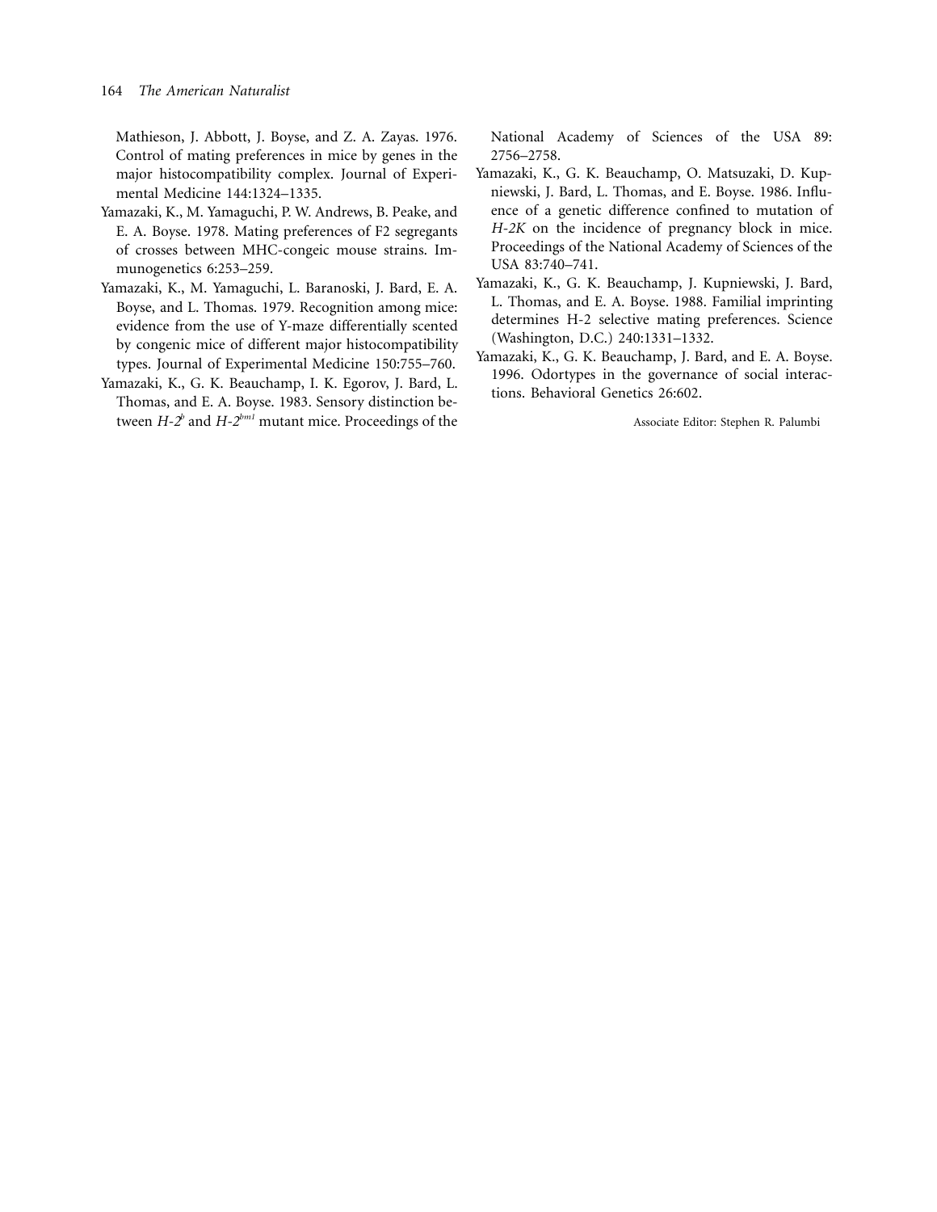Mathieson, J. Abbott, J. Boyse, and Z. A. Zayas. 1976. Control of mating preferences in mice by genes in the major histocompatibility complex. Journal of Experimental Medicine 144:1324–1335.

Yamazaki, K., M. Yamaguchi, P. W. Andrews, B. Peake, and E. A. Boyse. 1978. Mating preferences of F2 segregants of crosses between MHC-congeic mouse strains. Immunogenetics 6:253–259.

Yamazaki, K., M. Yamaguchi, L. Baranoski, J. Bard, E. A. Boyse, and L. Thomas. 1979. Recognition among mice: evidence from the use of Y-maze differentially scented by congenic mice of different major histocompatibility types. Journal of Experimental Medicine 150:755–760.

Yamazaki, K., G. K. Beauchamp, I. K. Egorov, J. Bard, L. Thomas, and E. A. Boyse. 1983. Sensory distinction between $H\text{-}2^{b}$ and $H\text{-}2^{bm1}$ mutant mice. Proceedings of the National Academy of Sciences of the USA 89: 2756–2758.

Yamazaki, K., G. K. Beauchamp, O. Matsuzaki, D. Kupniewski, J. Bard, L. Thomas, and E. Boyse. 1986. Influence of a genetic difference confined to mutation of *H-2K* on the incidence of pregnancy block in mice. Proceedings of the National Academy of Sciences of the USA 83:740–741.

Yamazaki, K., G. K. Beauchamp, J. Kupniewski, J. Bard, L. Thomas, and E. A. Boyse. 1988. Familial imprinting determines H-2 selective mating preferences. Science (Washington, D.C.) 240:1331–1332.

Yamazaki, K., G. K. Beauchamp, J. Bard, and E. A. Boyse. 1996. Odortypes in the governance of social interactions. Behavioral Genetics 26:602.

Associate Editor: Stephen R. Palumbi